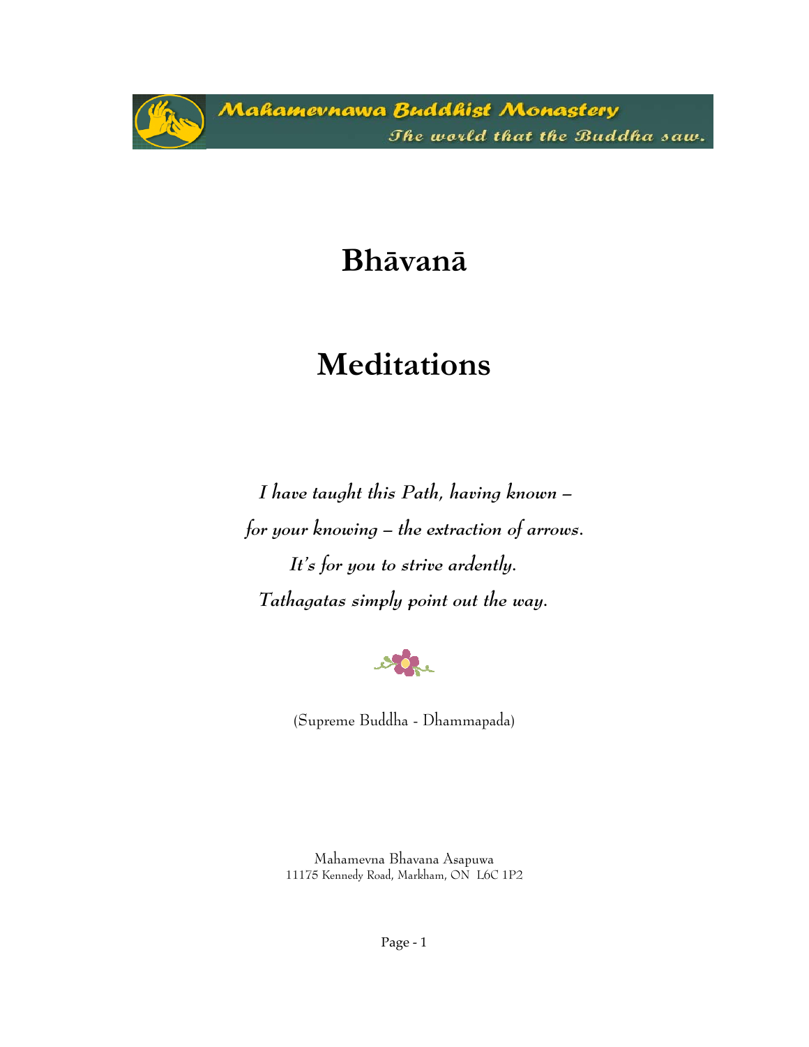Mahamevnawa Buddhist Monastery
*The world that the Buddha saw.*

# Bhāvanā

# Meditations

*I have taught this Path, having known –*
*for your knowing – the extraction of arrows.*
*It's for you to strive ardently.*
*Tathagatas simply point out the way.*

(Supreme Buddha - Dhammapada)

Mahamevna Bhavana Asapuwa
11175 Kennedy Road, Markham, ON L6C 1P2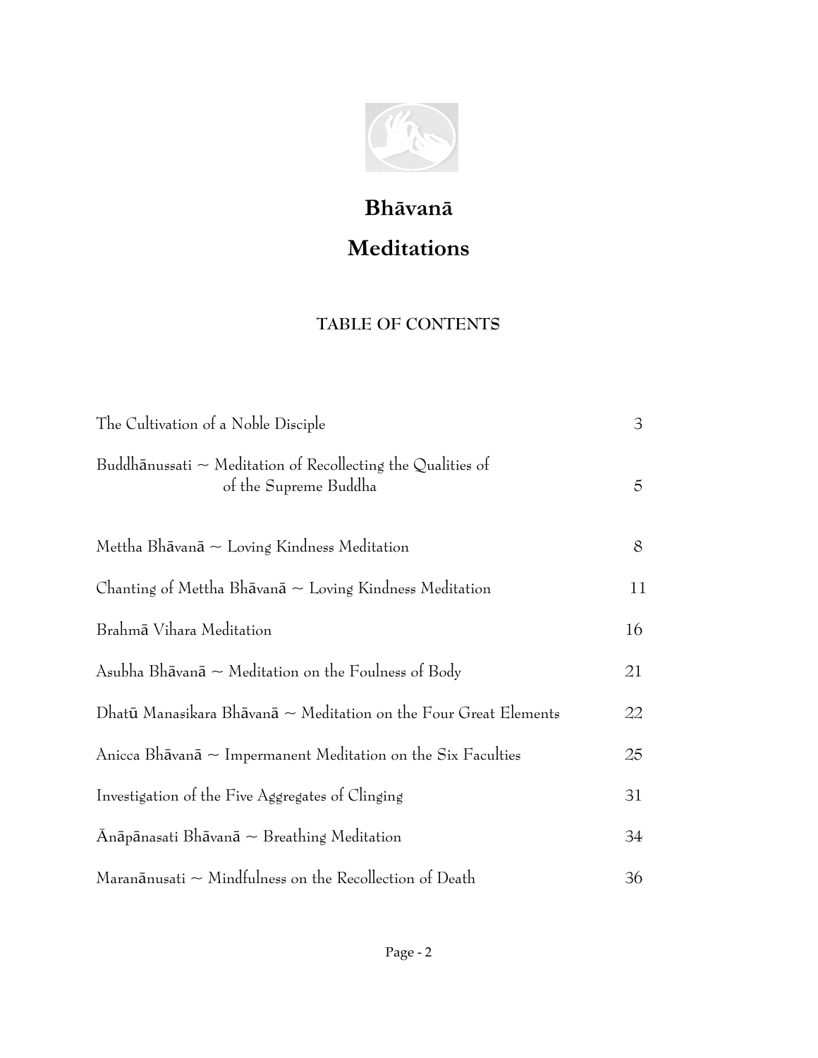# Bhāvanā

# Meditations

## TABLE OF CONTENTS

| | |
|---|---|
| The Cultivation of a Noble Disciple | 3 |
| Buddhānussati ~ Meditation of Recollecting the Qualities of of the Supreme Buddha | 5 |
| Mettha Bhāvanā ~ Loving Kindness Meditation | 8 |
| Chanting of Mettha Bhāvanā ~ Loving Kindness Meditation | 11 |
| Brahmā Vihara Meditation | 16 |
| Asubha Bhāvanā ~ Meditation on the Foulness of Body | 21 |
| Dhatū Manasikara Bhāvanā ~ Meditation on the Four Great Elements | 22 |
| Anicca Bhāvanā ~ Impermanent Meditation on the Six Faculties | 25 |
| Investigation of the Five Aggregates of Clinging | 31 |
| Ānāpānasati Bhāvanā ~ Breathing Meditation | 34 |
| Maranānusati ~ Mindfulness on the Recollection of Death | 36 |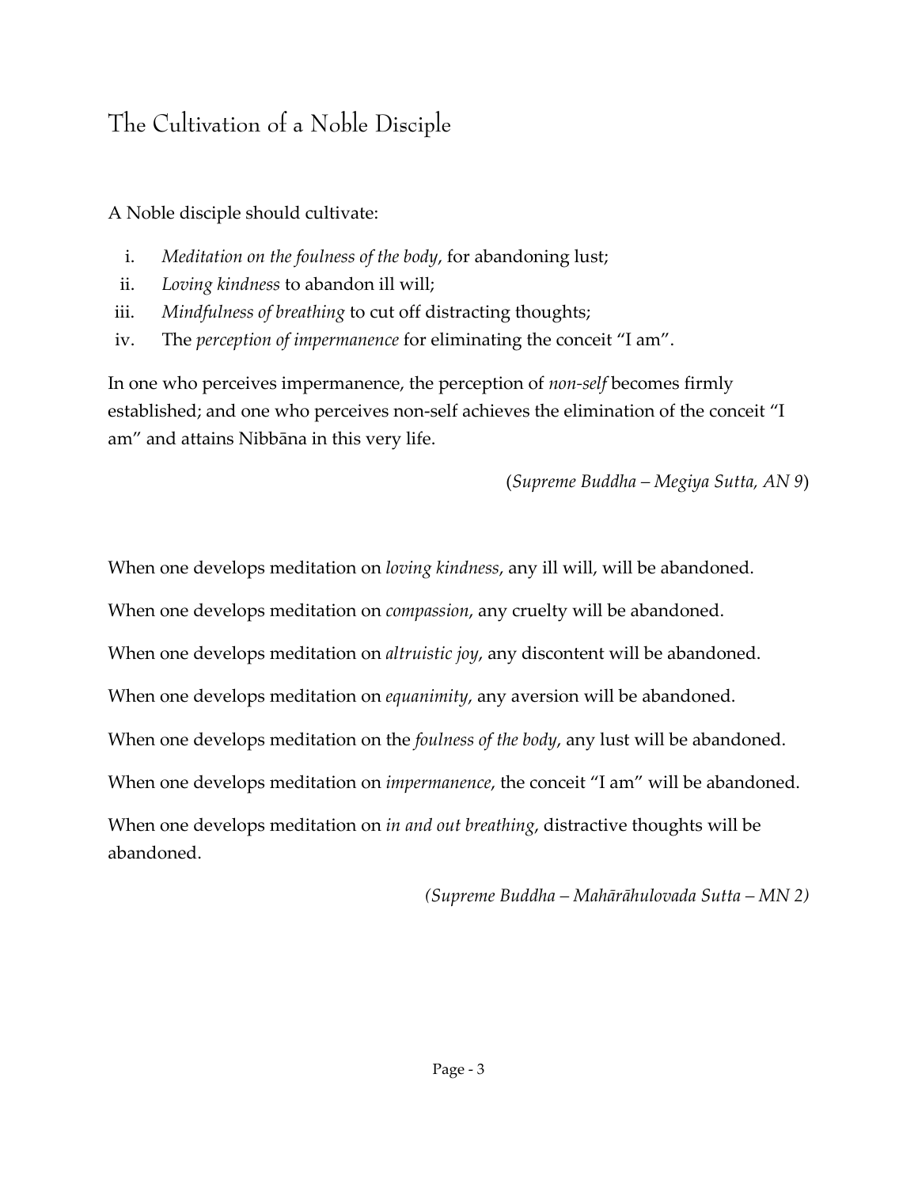# The Cultivation of a Noble Disciple

A Noble disciple should cultivate:

i. *Meditation on the foulness of the body*, for abandoning lust;
ii. *Loving kindness* to abandon ill will;
iii. *Mindfulness of breathing* to cut off distracting thoughts;
iv. The *perception of impermanence* for eliminating the conceit “I am”.

In one who perceives impermanence, the perception of *non-self* becomes firmly established; and one who perceives non-self achieves the elimination of the conceit “I am” and attains Nibbāna in this very life.

(*Supreme Buddha – Megiya Sutta, AN 9*)

When one develops meditation on *loving kindness*, any ill will, will be abandoned.

When one develops meditation on *compassion*, any cruelty will be abandoned.

When one develops meditation on *altruistic joy*, any discontent will be abandoned.

When one develops meditation on *equanimity*, any aversion will be abandoned.

When one develops meditation on the *foulness of the body*, any lust will be abandoned.

When one develops meditation on *impermanence*, the conceit “I am” will be abandoned.

When one develops meditation on *in and out breathing*, distractive thoughts will be abandoned.

*(Supreme Buddha – Mahārāhulovada Sutta – MN 2)*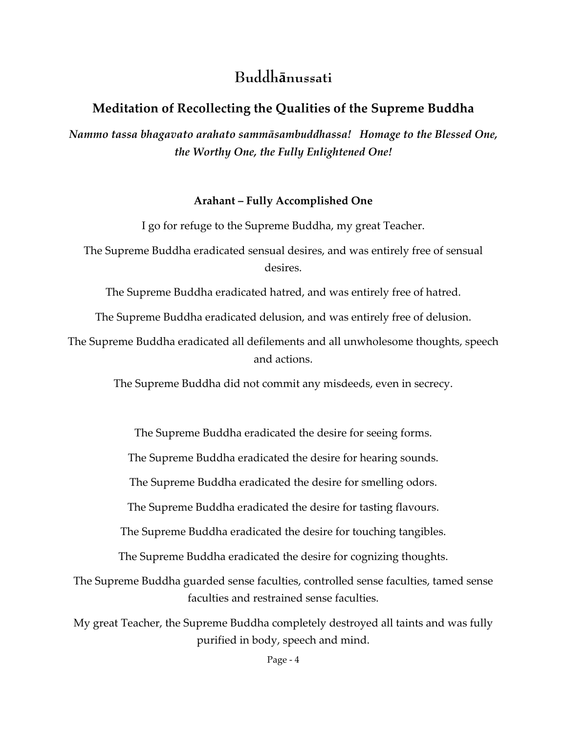# Buddhānussati

## Meditation of Recollecting the Qualities of the Supreme Buddha

***Nammo tassa bhagavato arahato sammāsambuddhassa! Homage to the Blessed One, the Worthy One, the Fully Enlightened One!***

### Arahant – Fully Accomplished One

I go for refuge to the Supreme Buddha, my great Teacher.

The Supreme Buddha eradicated sensual desires, and was entirely free of sensual desires.

The Supreme Buddha eradicated hatred, and was entirely free of hatred.

The Supreme Buddha eradicated delusion, and was entirely free of delusion.

The Supreme Buddha eradicated all defilements and all unwholesome thoughts, speech and actions.

The Supreme Buddha did not commit any misdeeds, even in secrecy.

The Supreme Buddha eradicated the desire for seeing forms.

The Supreme Buddha eradicated the desire for hearing sounds.

The Supreme Buddha eradicated the desire for smelling odors.

The Supreme Buddha eradicated the desire for tasting flavours.

The Supreme Buddha eradicated the desire for touching tangibles.

The Supreme Buddha eradicated the desire for cognizing thoughts.

The Supreme Buddha guarded sense faculties, controlled sense faculties, tamed sense faculties and restrained sense faculties.

My great Teacher, the Supreme Buddha completely destroyed all taints and was fully purified in body, speech and mind.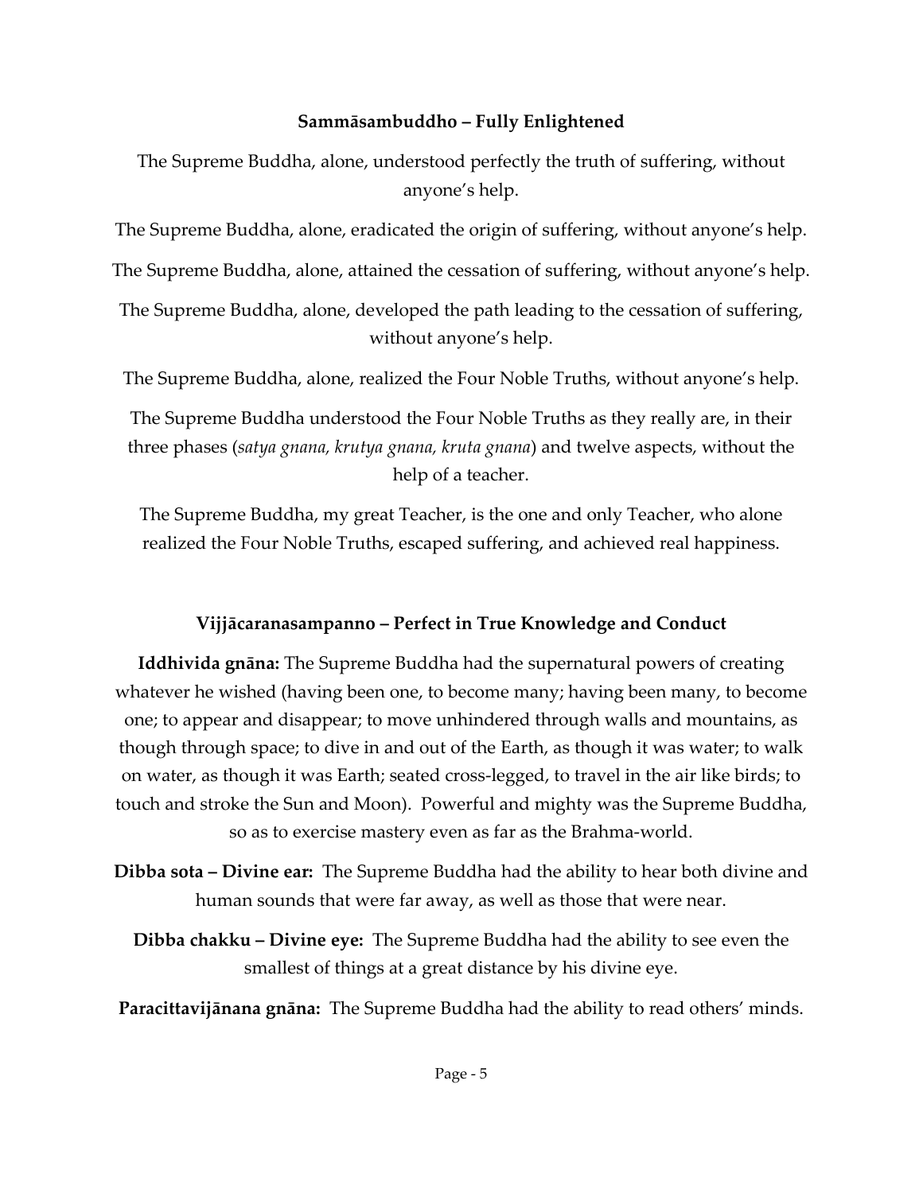### Sammāsambuddho – Fully Enlightened

The Supreme Buddha, alone, understood perfectly the truth of suffering, without anyone's help.

The Supreme Buddha, alone, eradicated the origin of suffering, without anyone's help.

The Supreme Buddha, alone, attained the cessation of suffering, without anyone's help.

The Supreme Buddha, alone, developed the path leading to the cessation of suffering, without anyone's help.

The Supreme Buddha, alone, realized the Four Noble Truths, without anyone's help.

The Supreme Buddha understood the Four Noble Truths as they really are, in their three phases (*satya gnana, krutya gnana, kruta gnana*) and twelve aspects, without the help of a teacher.

The Supreme Buddha, my great Teacher, is the one and only Teacher, who alone realized the Four Noble Truths, escaped suffering, and achieved real happiness.

### Vijjācaranasampanno – Perfect in True Knowledge and Conduct

**Iddhivida gnāna:** The Supreme Buddha had the supernatural powers of creating whatever he wished (having been one, to become many; having been many, to become one; to appear and disappear; to move unhindered through walls and mountains, as though through space; to dive in and out of the Earth, as though it was water; to walk on water, as though it was Earth; seated cross-legged, to travel in the air like birds; to touch and stroke the Sun and Moon). Powerful and mighty was the Supreme Buddha, so as to exercise mastery even as far as the Brahma-world.

**Dibba sota – Divine ear:** The Supreme Buddha had the ability to hear both divine and human sounds that were far away, as well as those that were near.

**Dibba chakku – Divine eye:** The Supreme Buddha had the ability to see even the smallest of things at a great distance by his divine eye.

**Paracittavijānana gnāna:** The Supreme Buddha had the ability to read others' minds.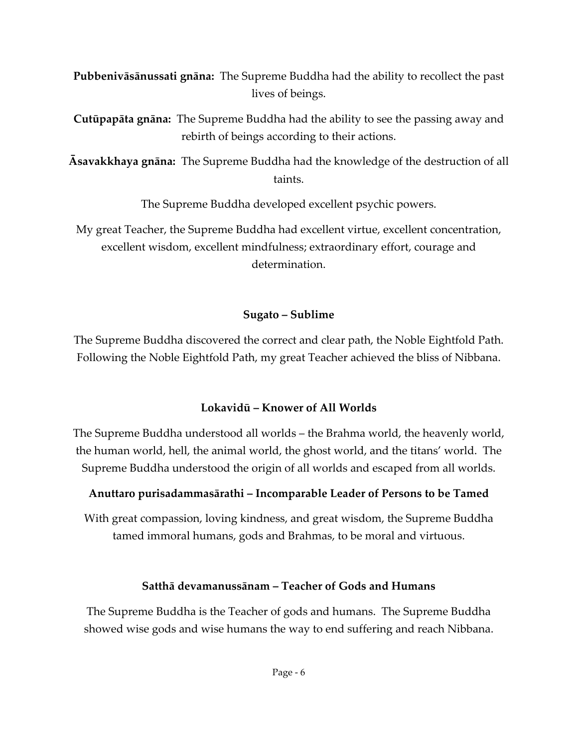**Pubbenivāsānussati gnāna:** The Supreme Buddha had the ability to recollect the past lives of beings.

**Cutūpapāta gnāna:** The Supreme Buddha had the ability to see the passing away and rebirth of beings according to their actions.

**Āsavakkhaya gnāna:** The Supreme Buddha had the knowledge of the destruction of all taints.

The Supreme Buddha developed excellent psychic powers.

My great Teacher, the Supreme Buddha had excellent virtue, excellent concentration, excellent wisdom, excellent mindfulness; extraordinary effort, courage and determination.

### Sugato – Sublime

The Supreme Buddha discovered the correct and clear path, the Noble Eightfold Path. Following the Noble Eightfold Path, my great Teacher achieved the bliss of Nibbana.

### Lokavidū – Knower of All Worlds

The Supreme Buddha understood all worlds – the Brahma world, the heavenly world, the human world, hell, the animal world, the ghost world, and the titans' world. The Supreme Buddha understood the origin of all worlds and escaped from all worlds.

### Anuttaro purisadammasārathi – Incomparable Leader of Persons to be Tamed

With great compassion, loving kindness, and great wisdom, the Supreme Buddha tamed immoral humans, gods and Brahmas, to be moral and virtuous.

### Satthā devamanussānam – Teacher of Gods and Humans

The Supreme Buddha is the Teacher of gods and humans. The Supreme Buddha showed wise gods and wise humans the way to end suffering and reach Nibbana.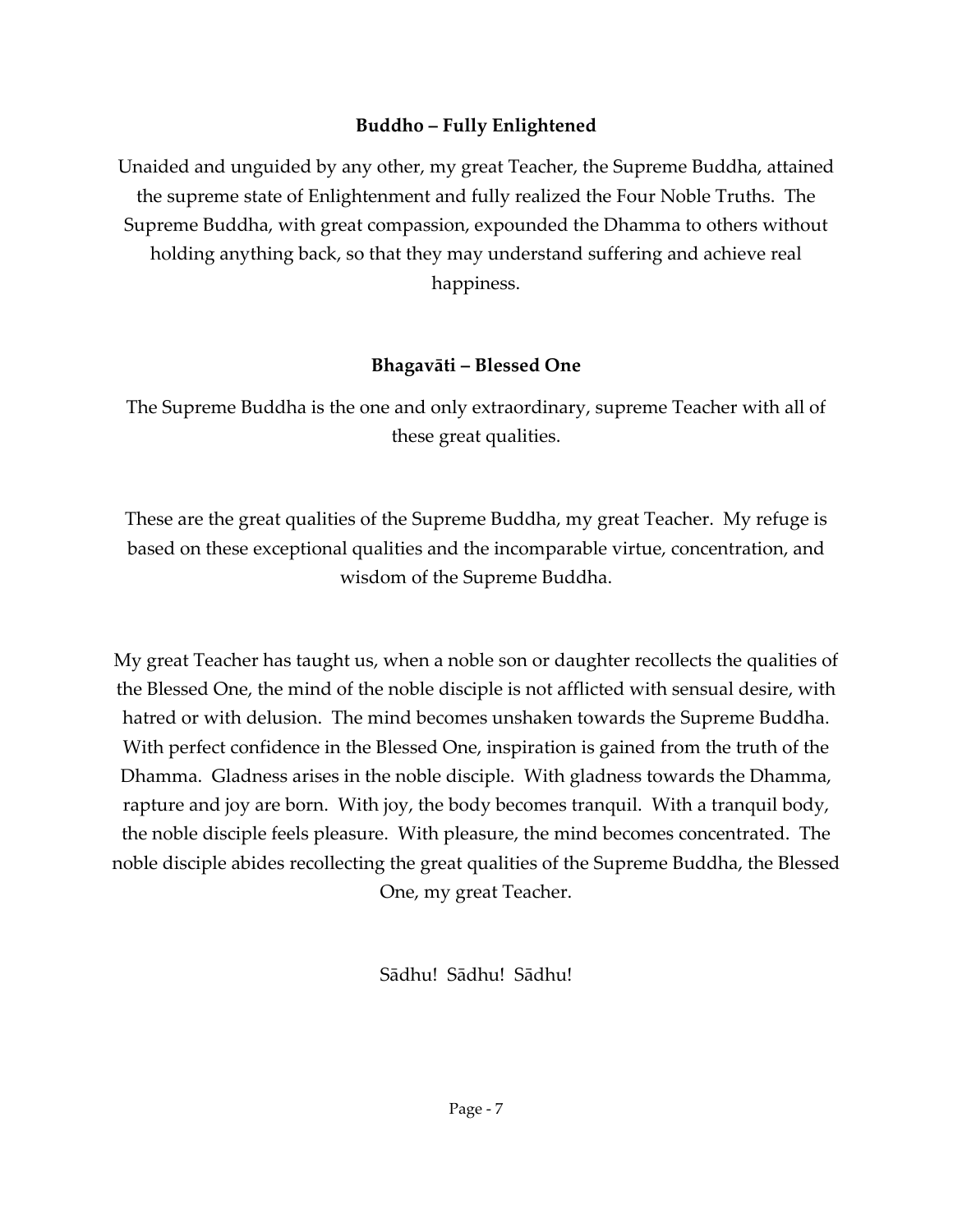**Buddho – Fully Enlightened**

Unaided and unguided by any other, my great Teacher, the Supreme Buddha, attained the supreme state of Enlightenment and fully realized the Four Noble Truths. The Supreme Buddha, with great compassion, expounded the Dhamma to others without holding anything back, so that they may understand suffering and achieve real happiness.

**Bhagavāti – Blessed One**

The Supreme Buddha is the one and only extraordinary, supreme Teacher with all of these great qualities.

These are the great qualities of the Supreme Buddha, my great Teacher. My refuge is based on these exceptional qualities and the incomparable virtue, concentration, and wisdom of the Supreme Buddha.

My great Teacher has taught us, when a noble son or daughter recollects the qualities of the Blessed One, the mind of the noble disciple is not afflicted with sensual desire, with hatred or with delusion. The mind becomes unshaken towards the Supreme Buddha. With perfect confidence in the Blessed One, inspiration is gained from the truth of the Dhamma. Gladness arises in the noble disciple. With gladness towards the Dhamma, rapture and joy are born. With joy, the body becomes tranquil. With a tranquil body, the noble disciple feels pleasure. With pleasure, the mind becomes concentrated. The noble disciple abides recollecting the great qualities of the Supreme Buddha, the Blessed One, my great Teacher.

Sādhu! Sādhu! Sādhu!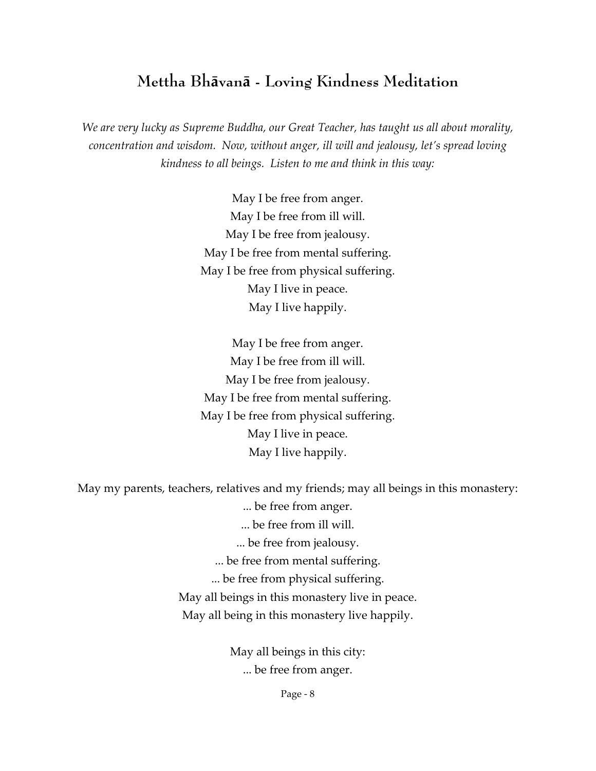## Mettha Bhāvanā - Loving Kindness Meditation

*We are very lucky as Supreme Buddha, our Great Teacher, has taught us all about morality, concentration and wisdom. Now, without anger, ill will and jealousy, let's spread loving kindness to all beings. Listen to me and think in this way:*

May I be free from anger.
May I be free from ill will.
May I be free from jealousy.
May I be free from mental suffering.
May I be free from physical suffering.
May I live in peace.
May I live happily.

May I be free from anger.
May I be free from ill will.
May I be free from jealousy.
May I be free from mental suffering.
May I be free from physical suffering.
May I live in peace.
May I live happily.

May my parents, teachers, relatives and my friends; may all beings in this monastery:
... be free from anger.
... be free from ill will.
... be free from jealousy.
... be free from mental suffering.
... be free from physical suffering.
May all beings in this monastery live in peace.
May all being in this monastery live happily.

May all beings in this city:
... be free from anger.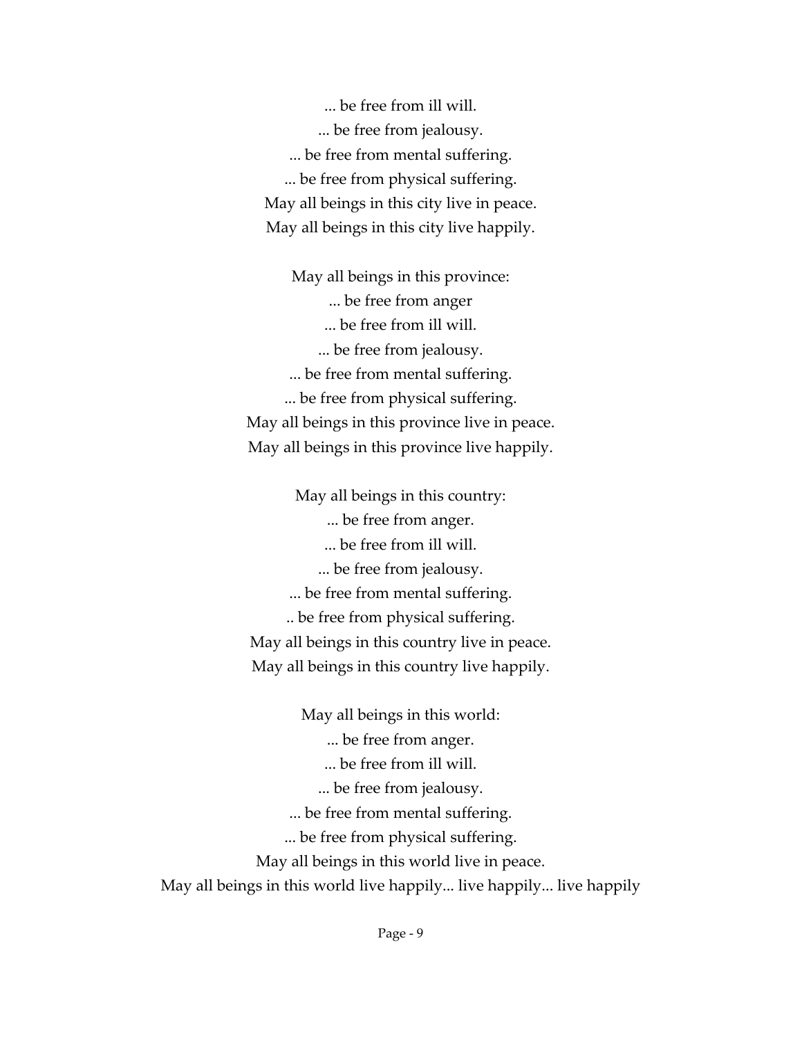... be free from ill will.
... be free from jealousy.
... be free from mental suffering.
... be free from physical suffering.
May all beings in this city live in peace.
May all beings in this city live happily.

May all beings in this province:
... be free from anger
... be free from ill will.
... be free from jealousy.
... be free from mental suffering.
... be free from physical suffering.
May all beings in this province live in peace.
May all beings in this province live happily.

May all beings in this country:
... be free from anger.
... be free from ill will.
... be free from jealousy.
... be free from mental suffering.
.. be free from physical suffering.
May all beings in this country live in peace.
May all beings in this country live happily.

May all beings in this world:
... be free from anger.
... be free from ill will.
... be free from jealousy.
... be free from mental suffering.
... be free from physical suffering.
May all beings in this world live in peace.
May all beings in this world live happily... live happily... live happily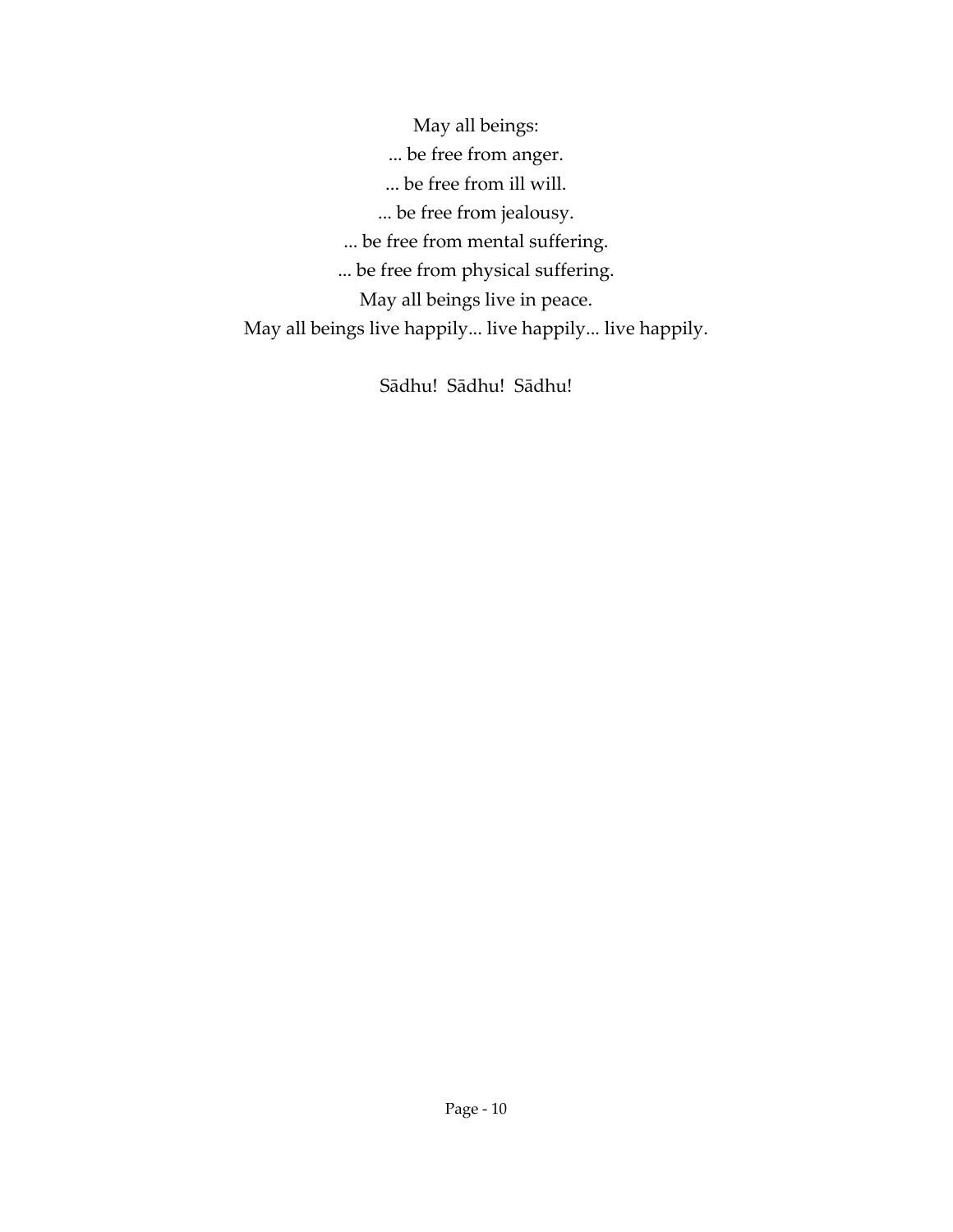May all beings:

... be free from anger.

... be free from ill will.

... be free from jealousy.

... be free from mental suffering.

... be free from physical suffering.

May all beings live in peace.

May all beings live happily... live happily... live happily.

Sādhu! Sādhu! Sādhu!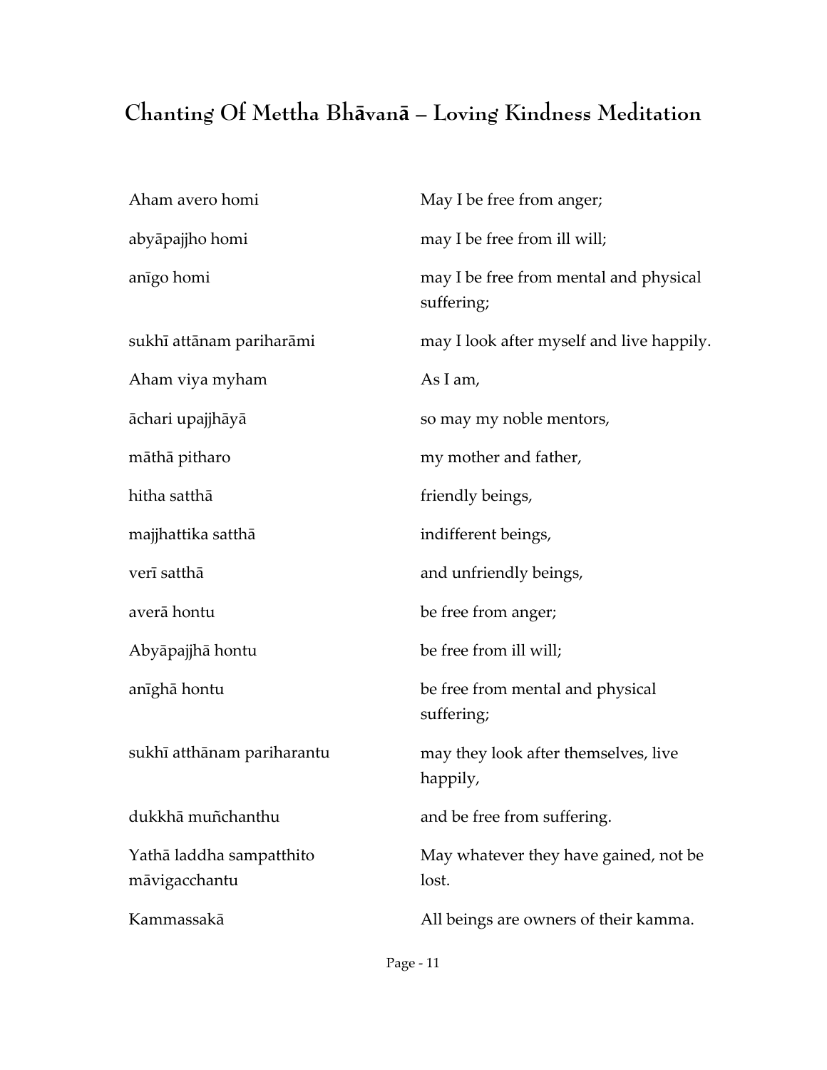# Chanting Of Mettha Bhāvanā – Loving Kindness Meditation

| | |
|---|---|
| Aham avero homi | May I be free from anger; |
| abyāpajjho homi | may I be free from ill will; |
| anīgo homi | may I be free from mental and physical suffering; |
| sukhī attānam pariharāmi | may I look after myself and live happily. |
| Aham viya myham | As I am, |
| āchari upajjhāyā | so may my noble mentors, |
| māthā pitharo | my mother and father, |
| hitha satthā | friendly beings, |
| majjhattika satthā | indifferent beings, |
| verī satthā | and unfriendly beings, |
| averā hontu | be free from anger; |
| Abyāpajjhā hontu | be free from ill will; |
| anīghā hontu | be free from mental and physical suffering; |
| sukhī atthānam pariharantu | may they look after themselves, live happily, |
| dukkhā muñchanthu | and be free from suffering. |
| Yathā laddha sampatthito māvigacchantu | May whatever they have gained, not be lost. |
| Kammassakā | All beings are owners of their kamma. |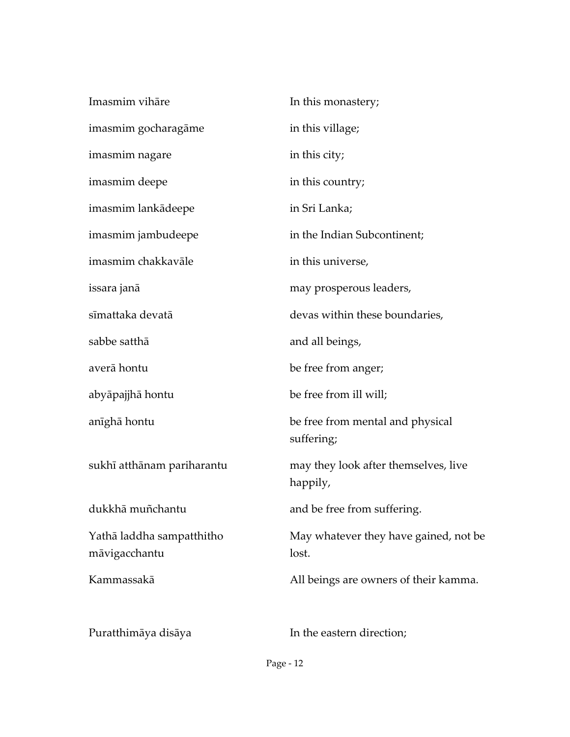| | |
|---|---|
| Imasmim vihāre | In this monastery; |
| imasmim gocharagāme | in this village; |
| imasmim nagare | in this city; |
| imasmim deepe | in this country; |
| imasmim lankādeepe | in Sri Lanka; |
| imasmim jambudeepe | in the Indian Subcontinent; |
| imasmim chakkavāle | in this universe, |
| issara janā | may prosperous leaders, |
| sīmattaka devatā | devas within these boundaries, |
| sabbe satthā | and all beings, |
| averā hontu | be free from anger; |
| abyāpajjhā hontu | be free from ill will; |
| anīghā hontu | be free from mental and physical suffering; |
| sukhī atthānam pariharantu | may they look after themselves, live happily, |
| dukkhā muñchantu | and be free from suffering. |
| Yathā laddha sampatthitho māvigacchantu | May whatever they have gained, not be lost. |
| Kammassakā | All beings are owners of their kamma. |

| | |
|---|---|
| Puratthimāya disāya | In the eastern direction; |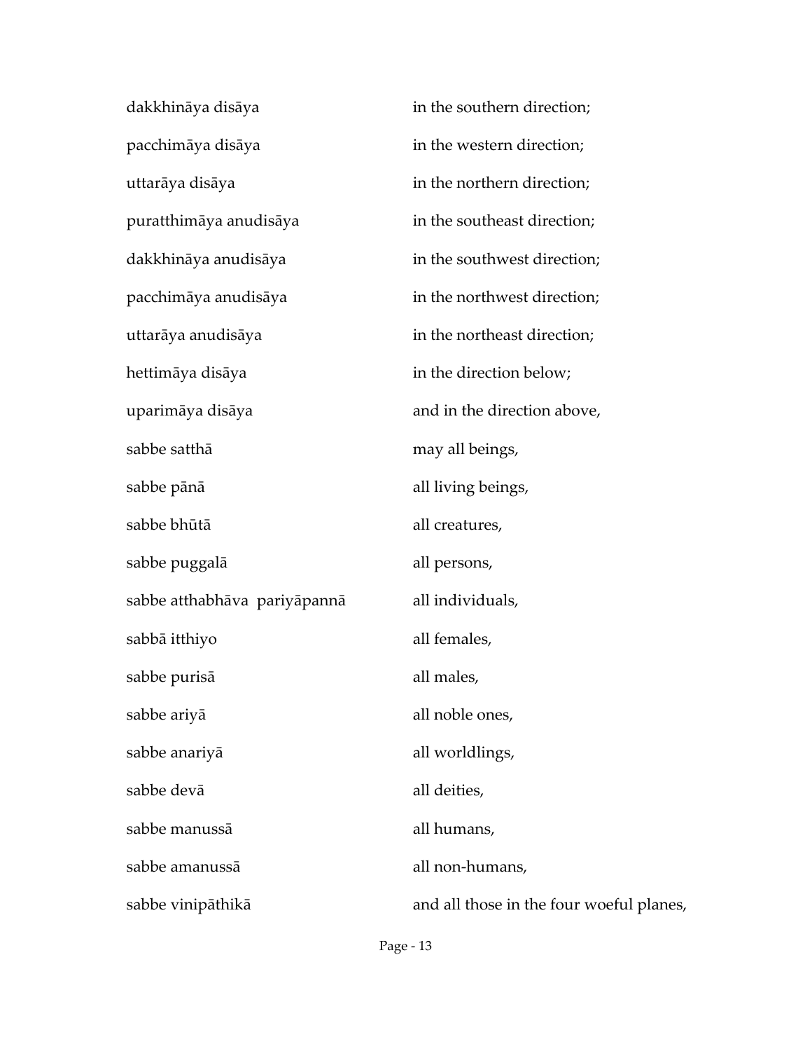| | |
|---|---|
| dakkhināya disāya | in the southern direction; |
| pacchimāya disāya | in the western direction; |
| uttarāya disāya | in the northern direction; |
| puratthimāya anudisāya | in the southeast direction; |
| dakkhināya anudisāya | in the southwest direction; |
| pacchimāya anudisāya | in the northwest direction; |
| uttarāya anudisāya | in the northeast direction; |
| hettimāya disāya | in the direction below; |
| uparimāya disāya | and in the direction above, |
| sabbe satthā | may all beings, |
| sabbe pānā | all living beings, |
| sabbe bhūtā | all creatures, |
| sabbe puggalā | all persons, |
| sabbe atthabhāva pariyāpannā | all individuals, |
| sabbā itthiyo | all females, |
| sabbe purisā | all males, |
| sabbe ariyā | all noble ones, |
| sabbe anariyā | all worldlings, |
| sabbe devā | all deities, |
| sabbe manussā | all humans, |
| sabbe amanussā | all non-humans, |
| sabbe vinipāthikā | and all those in the four woeful planes, |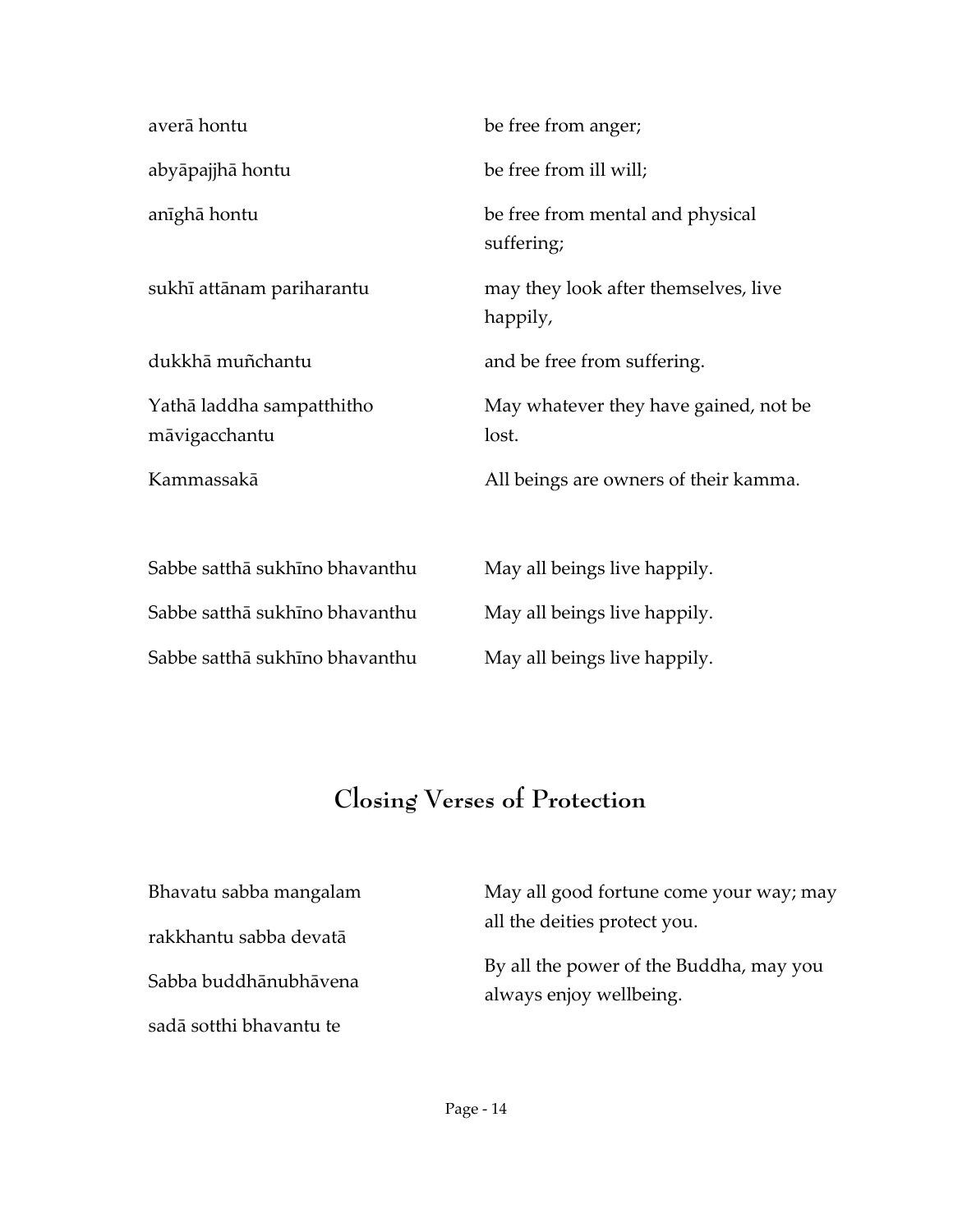| | |
|---|---|
| averā hontu | be free from anger; |
| abyāpajjhā hontu | be free from ill will; |
| anīghā hontu | be free from mental and physical suffering; |
| sukhī attānam pariharantu | may they look after themselves, live happily, |
| dukkhā muñchantu | and be free from suffering. |
| Yathā laddha sampatthitho māvigacchantu | May whatever they have gained, not be lost. |
| Kammassakā | All beings are owners of their kamma. |

| | |
|---|---|
| Sabbe satthā sukhīno bhavanthu | May all beings live happily. |
| Sabbe satthā sukhīno bhavanthu | May all beings live happily. |
| Sabbe satthā sukhīno bhavanthu | May all beings live happily. |

## Closing Verses of Protection

| | |
|---|---|
| Bhavatu sabba mangalam<br>rakkhantu sabba devatā | May all good fortune come your way; may all the deities protect you. |
| Sabba buddhānubhāvena<br>sadā sotthi bhavantu te | By all the power of the Buddha, may you always enjoy wellbeing. |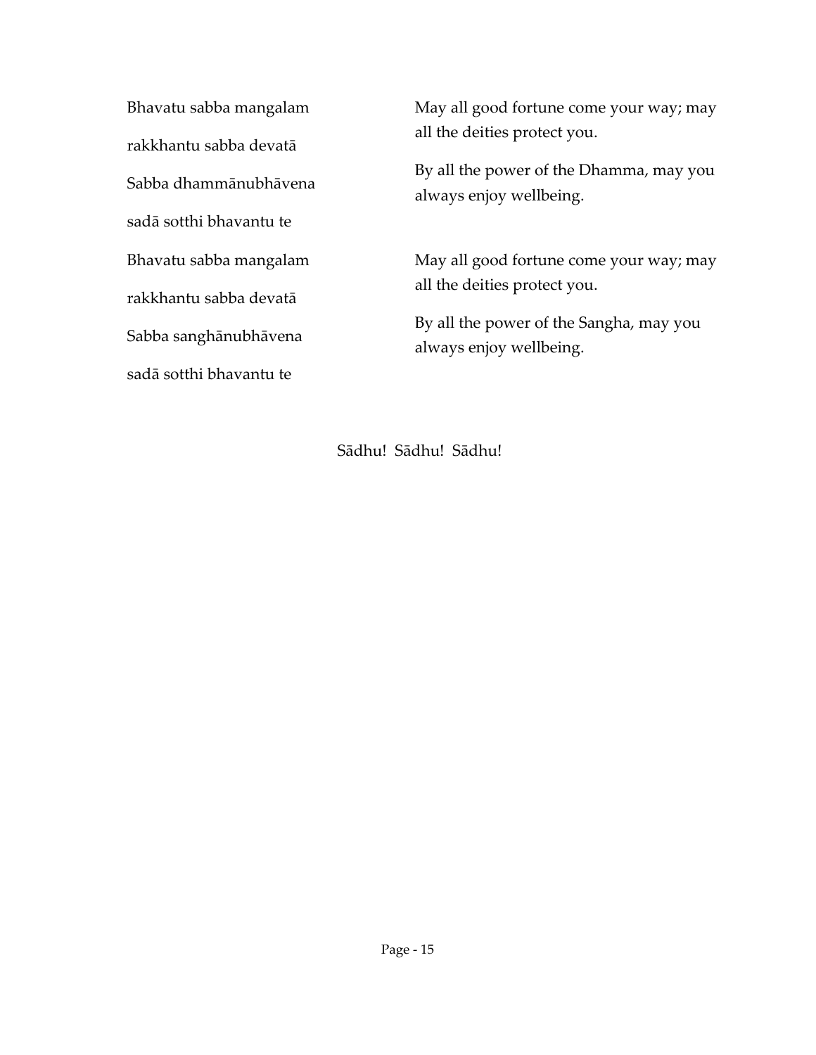| | |
|---|---|
| Bhavatu sabba mangalam<br>rakkhantu sabba devatā<br>Sabba dhammānubhāvena<br>sadā sotthi bhavantu te | May all good fortune come your way; may all the deities protect you.<br><br>By all the power of the Dhamma, may you always enjoy wellbeing. |
| Bhavatu sabba mangalam<br>rakkhantu sabba devatā<br>Sabba sanghānubhāvena<br>sadā sotthi bhavantu te | May all good fortune come your way; may all the deities protect you.<br><br>By all the power of the Sangha, may you always enjoy wellbeing. |

Sādhu! Sādhu! Sādhu!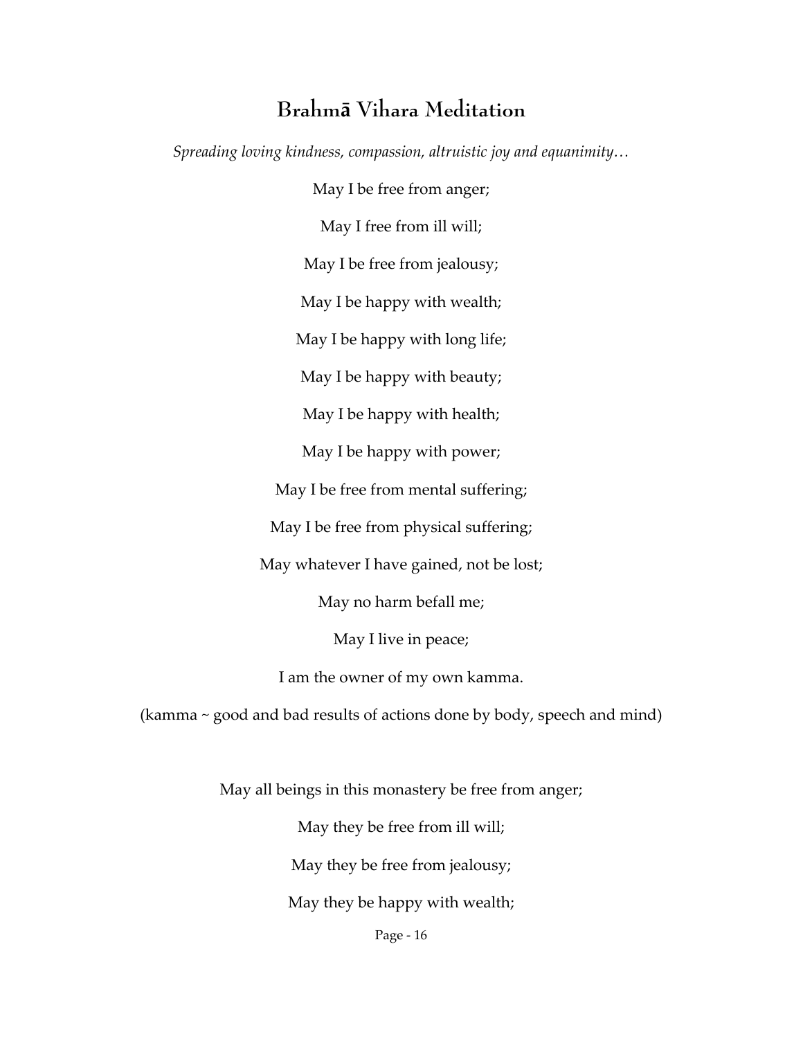## Brahmā Vihara Meditation

*Spreading loving kindness, compassion, altruistic joy and equanimity…*

May I be free from anger;

May I free from ill will;

May I be free from jealousy;

May I be happy with wealth;

May I be happy with long life;

May I be happy with beauty;

May I be happy with health;

May I be happy with power;

May I be free from mental suffering;

May I be free from physical suffering;

May whatever I have gained, not be lost;

May no harm befall me;

May I live in peace;

I am the owner of my own kamma.

(kamma ~ good and bad results of actions done by body, speech and mind)

May all beings in this monastery be free from anger;

May they be free from ill will;

May they be free from jealousy;

May they be happy with wealth;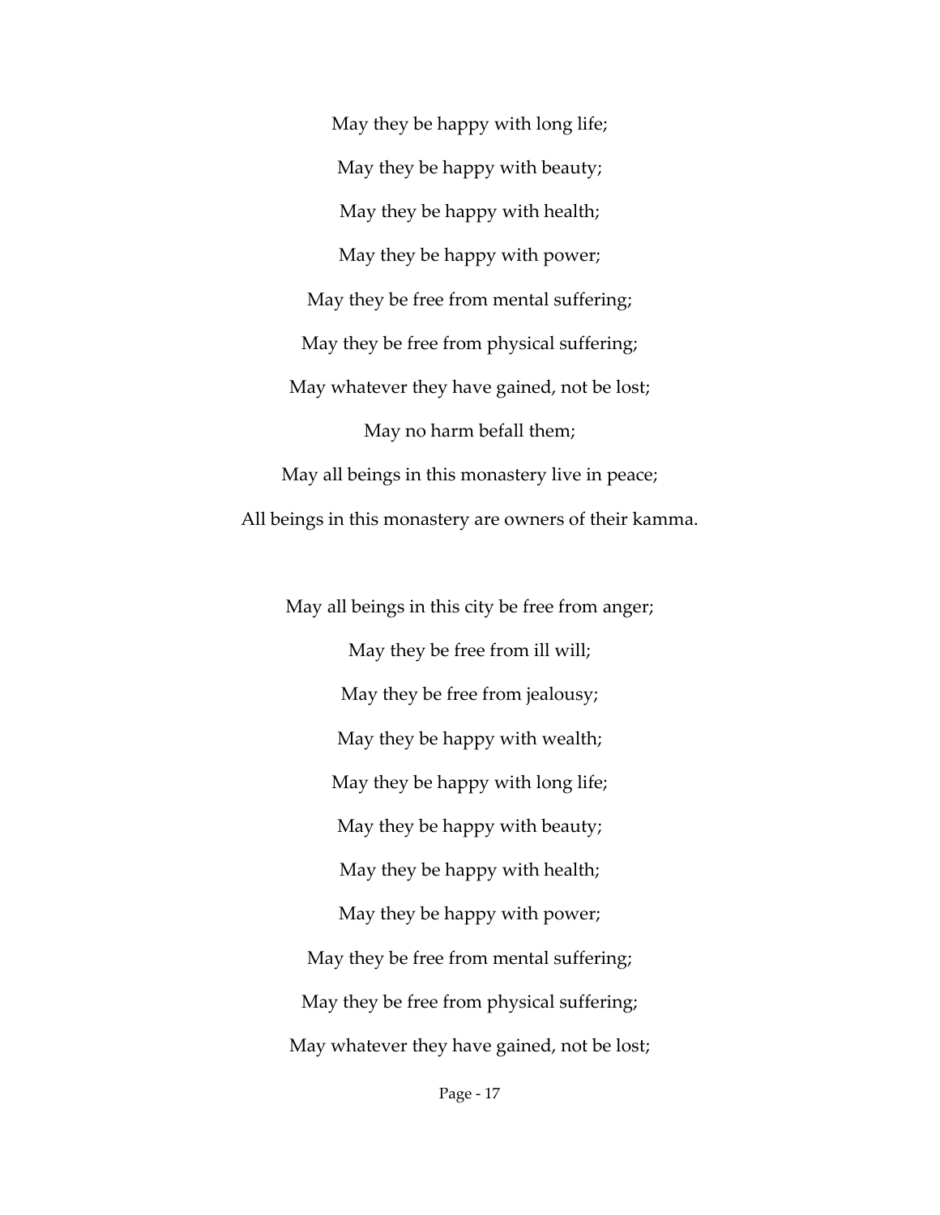May they be happy with long life;

May they be happy with beauty;

May they be happy with health;

May they be happy with power;

May they be free from mental suffering;

May they be free from physical suffering;

May whatever they have gained, not be lost;

May no harm befall them;

May all beings in this monastery live in peace;

All beings in this monastery are owners of their kamma.

May all beings in this city be free from anger;

May they be free from ill will;

May they be free from jealousy;

May they be happy with wealth;

May they be happy with long life;

May they be happy with beauty;

May they be happy with health;

May they be happy with power;

May they be free from mental suffering;

May they be free from physical suffering;

May whatever they have gained, not be lost;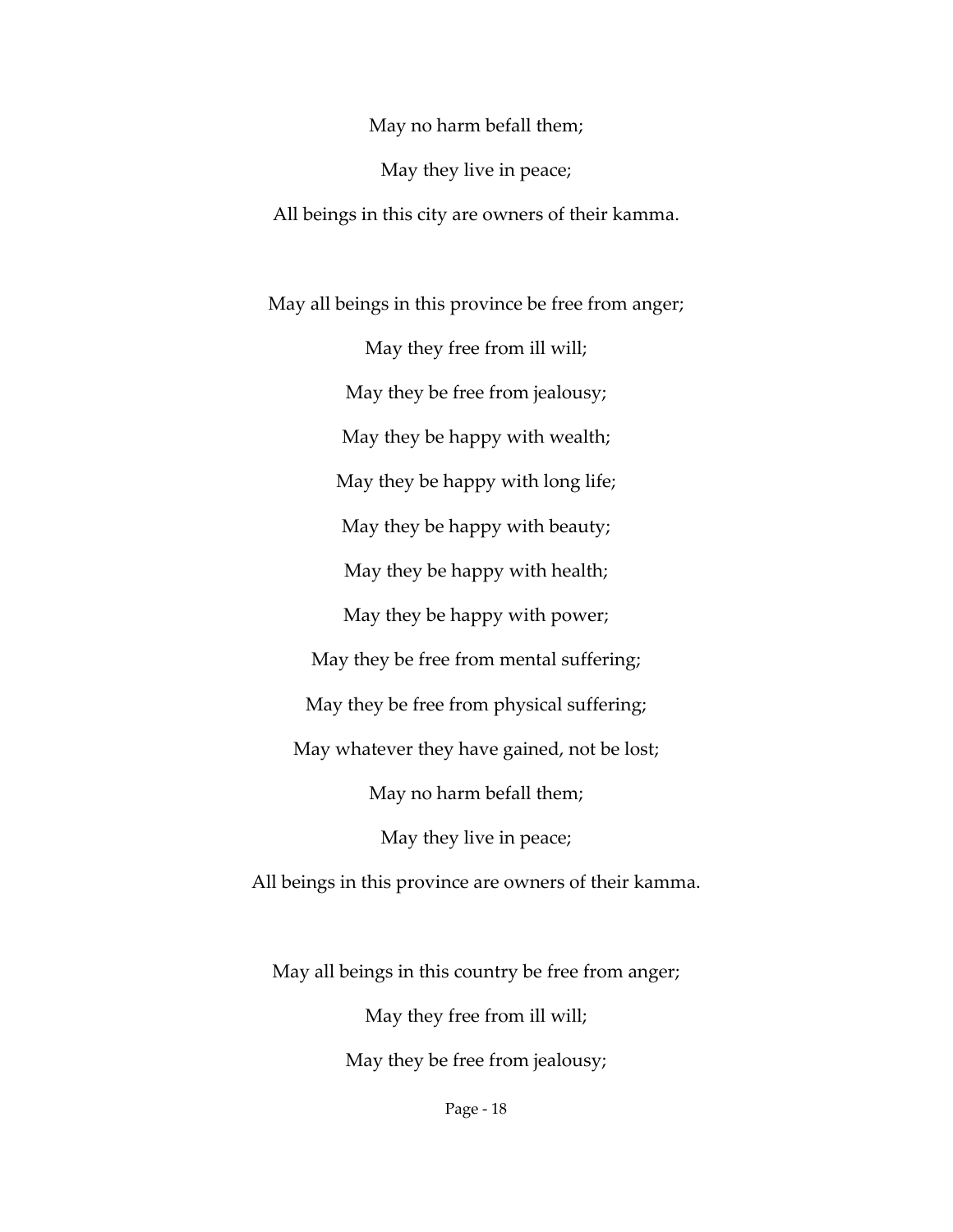May no harm befall them;

May they live in peace;

All beings in this city are owners of their kamma.

May all beings in this province be free from anger;

May they free from ill will;

May they be free from jealousy;

May they be happy with wealth;

May they be happy with long life;

May they be happy with beauty;

May they be happy with health;

May they be happy with power;

May they be free from mental suffering;

May they be free from physical suffering;

May whatever they have gained, not be lost;

May no harm befall them;

May they live in peace;

All beings in this province are owners of their kamma.

May all beings in this country be free from anger;

May they free from ill will;

May they be free from jealousy;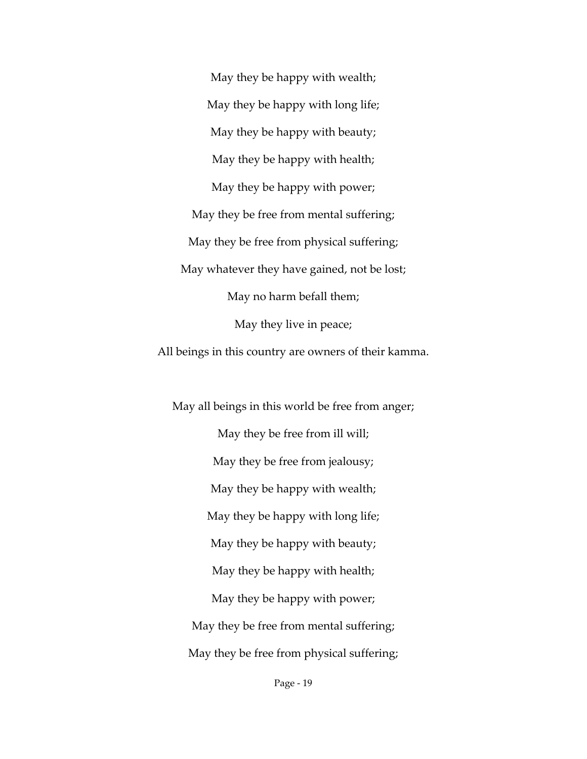May they be happy with wealth;

May they be happy with long life;

May they be happy with beauty;

May they be happy with health;

May they be happy with power;

May they be free from mental suffering;

May they be free from physical suffering;

May whatever they have gained, not be lost;

May no harm befall them;

May they live in peace;

All beings in this country are owners of their kamma.

May all beings in this world be free from anger;

May they be free from ill will;

May they be free from jealousy;

May they be happy with wealth;

May they be happy with long life;

May they be happy with beauty;

May they be happy with health;

May they be happy with power;

May they be free from mental suffering;

May they be free from physical suffering;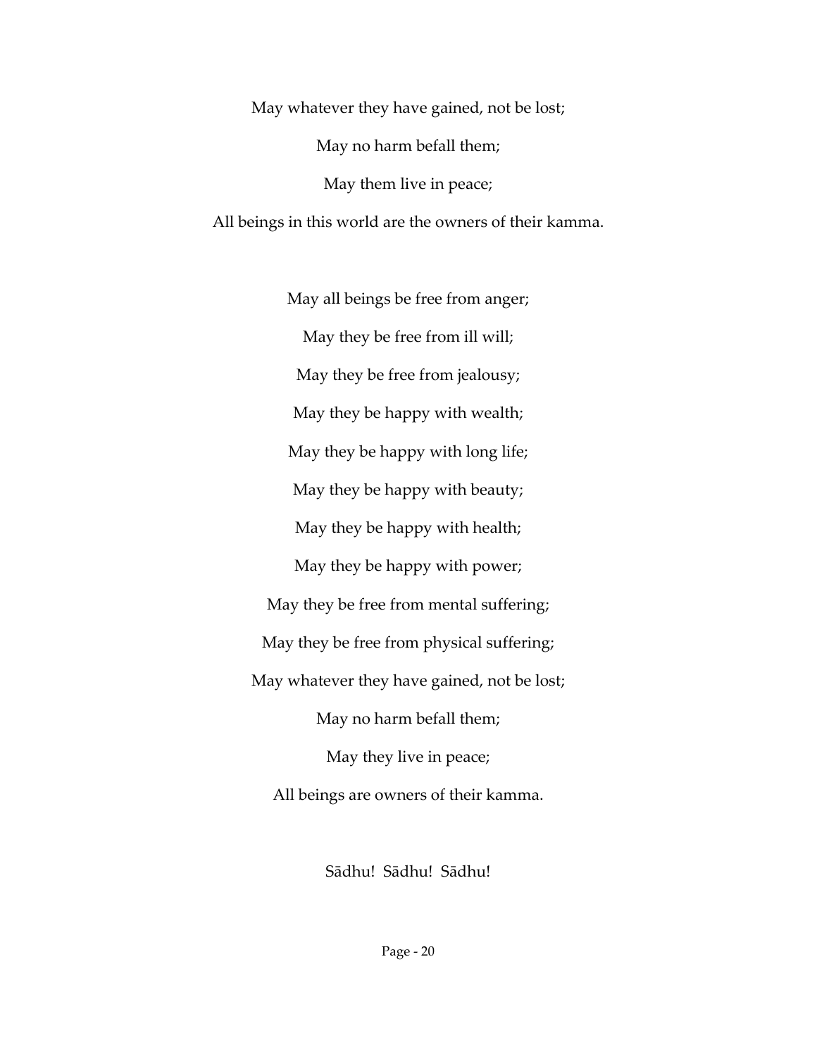May whatever they have gained, not be lost;

May no harm befall them;

May them live in peace;

All beings in this world are the owners of their kamma.

May all beings be free from anger;

May they be free from ill will;

May they be free from jealousy;

May they be happy with wealth;

May they be happy with long life;

May they be happy with beauty;

May they be happy with health;

May they be happy with power;

May they be free from mental suffering;

May they be free from physical suffering;

May whatever they have gained, not be lost;

May no harm befall them;

May they live in peace;

All beings are owners of their kamma.

Sādhu! Sādhu! Sādhu!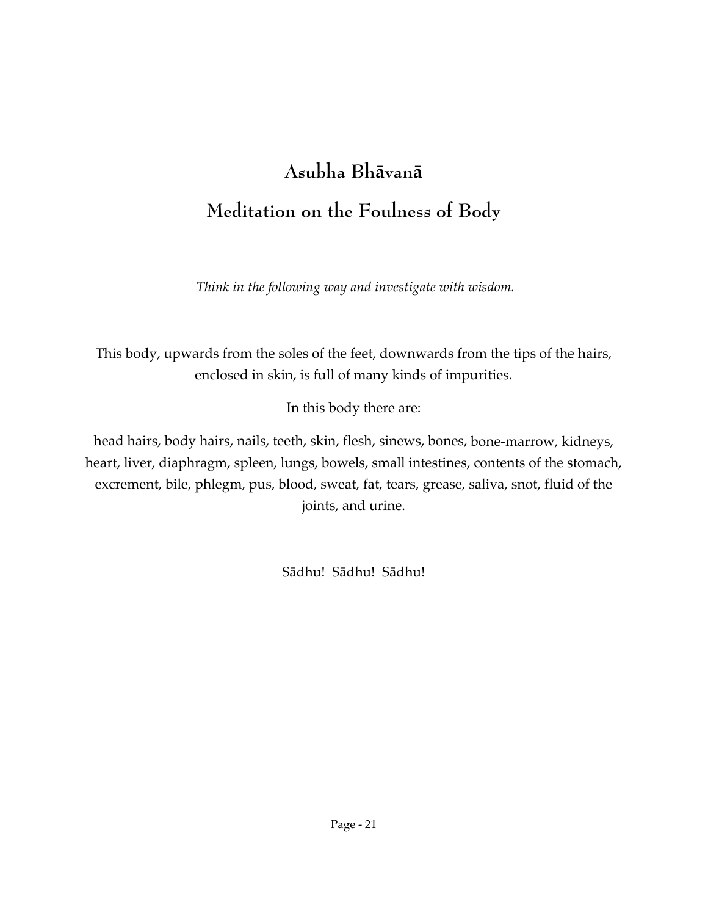## Asubha Bhāvanā

## Meditation on the Foulness of Body

*Think in the following way and investigate with wisdom.*

This body, upwards from the soles of the feet, downwards from the tips of the hairs, enclosed in skin, is full of many kinds of impurities.

In this body there are:

head hairs, body hairs, nails, teeth, skin, flesh, sinews, bones, bone-marrow, kidneys, heart, liver, diaphragm, spleen, lungs, bowels, small intestines, contents of the stomach, excrement, bile, phlegm, pus, blood, sweat, fat, tears, grease, saliva, snot, fluid of the joints, and urine.

Sādhu! Sādhu! Sādhu!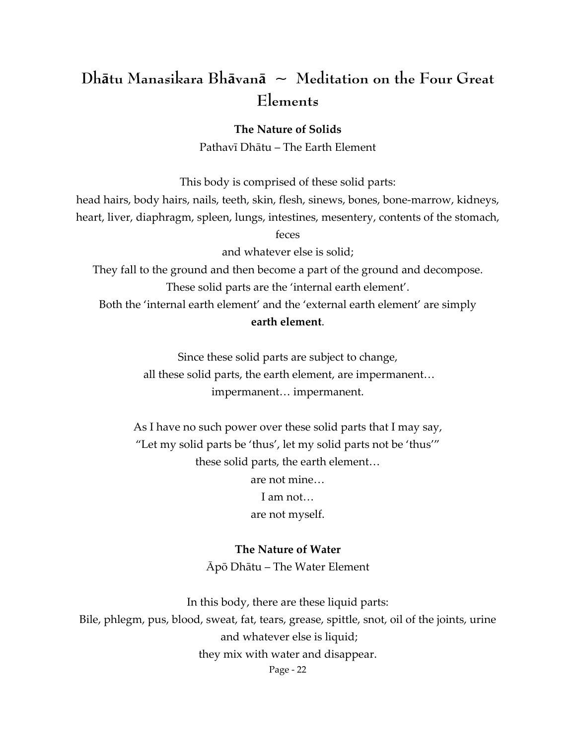# Dhātu Manasikara Bhāvanā ~ Meditation on the Four Great Elements

**The Nature of Solids**

Pathavī Dhātu – The Earth Element

This body is comprised of these solid parts:
head hairs, body hairs, nails, teeth, skin, flesh, sinews, bones, bone-marrow, kidneys, heart, liver, diaphragm, spleen, lungs, intestines, mesentery, contents of the stomach, feces
and whatever else is solid;
They fall to the ground and then become a part of the ground and decompose.
These solid parts are the 'internal earth element'.
Both the 'internal earth element' and the 'external earth element' are simply **earth element**.

Since these solid parts are subject to change,
all these solid parts, the earth element, are impermanent…
impermanent… impermanent.

As I have no such power over these solid parts that I may say,
"Let my solid parts be 'thus', let my solid parts not be 'thus'"
these solid parts, the earth element…
are not mine…
I am not…
are not myself.

**The Nature of Water**

Āpō Dhātu – The Water Element

In this body, there are these liquid parts:
Bile, phlegm, pus, blood, sweat, fat, tears, grease, spittle, snot, oil of the joints, urine
and whatever else is liquid;
they mix with water and disappear.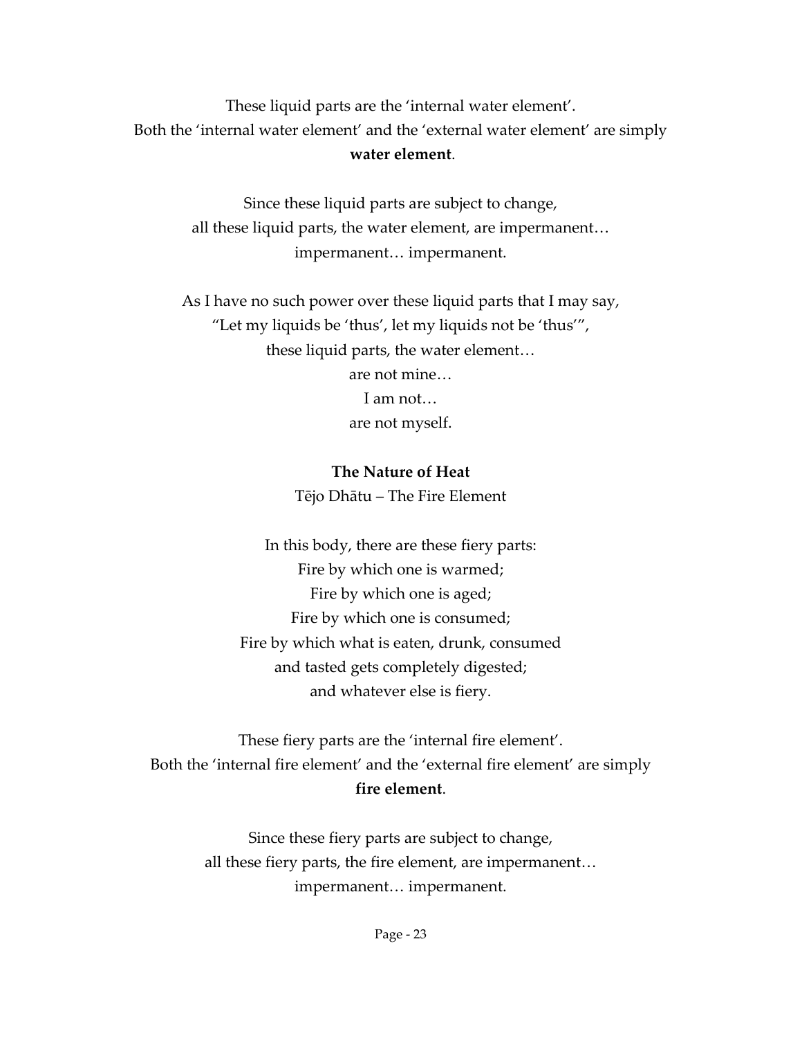These liquid parts are the 'internal water element'.
Both the 'internal water element' and the 'external water element' are simply **water element**.

Since these liquid parts are subject to change,
all these liquid parts, the water element, are impermanent…
impermanent… impermanent.

As I have no such power over these liquid parts that I may say,
"Let my liquids be 'thus', let my liquids not be 'thus'",
these liquid parts, the water element…
are not mine…
I am not…
are not myself.

### The Nature of Heat

Tējo Dhātu – The Fire Element

In this body, there are these fiery parts:
Fire by which one is warmed;
Fire by which one is aged;
Fire by which one is consumed;
Fire by which what is eaten, drunk, consumed
and tasted gets completely digested;
and whatever else is fiery.

These fiery parts are the 'internal fire element'.
Both the 'internal fire element' and the 'external fire element' are simply **fire element**.

Since these fiery parts are subject to change,
all these fiery parts, the fire element, are impermanent…
impermanent… impermanent.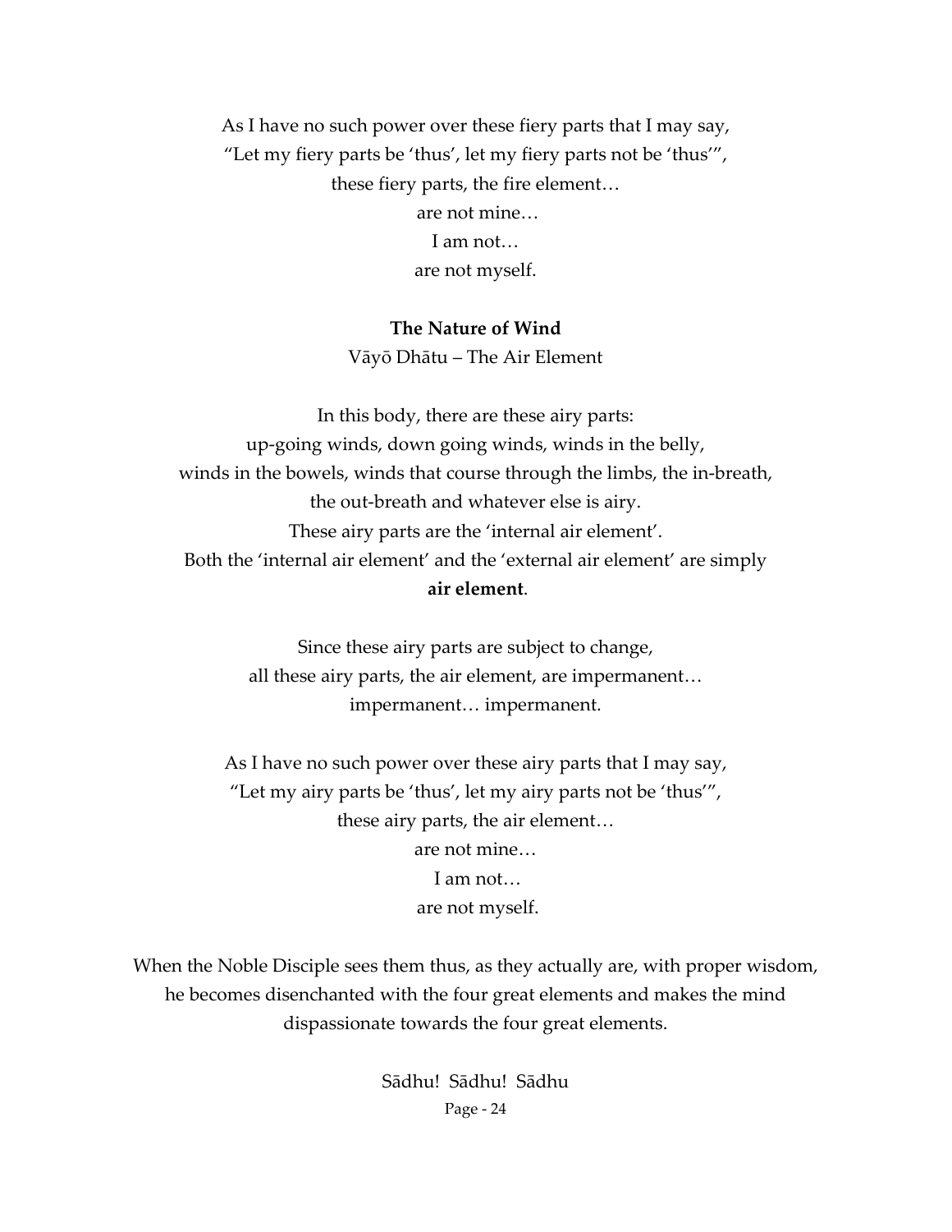As I have no such power over these fiery parts that I may say,
"Let my fiery parts be 'thus', let my fiery parts not be 'thus'",
these fiery parts, the fire element…
are not mine…
I am not…
are not myself.

**The Nature of Wind**

Vāyō Dhātu – The Air Element

In this body, there are these airy parts:
up-going winds, down going winds, winds in the belly,
winds in the bowels, winds that course through the limbs, the in-breath,
the out-breath and whatever else is airy.
These airy parts are the 'internal air element'.
Both the 'internal air element' and the 'external air element' are simply
**air element**.

Since these airy parts are subject to change,
all these airy parts, the air element, are impermanent…
impermanent… impermanent.

As I have no such power over these airy parts that I may say,
"Let my airy parts be 'thus', let my airy parts not be 'thus'",
these airy parts, the air element…
are not mine…
I am not…
are not myself.

When the Noble Disciple sees them thus, as they actually are, with proper wisdom,
he becomes disenchanted with the four great elements and makes the mind
dispassionate towards the four great elements.

Sādhu! Sādhu! Sādhu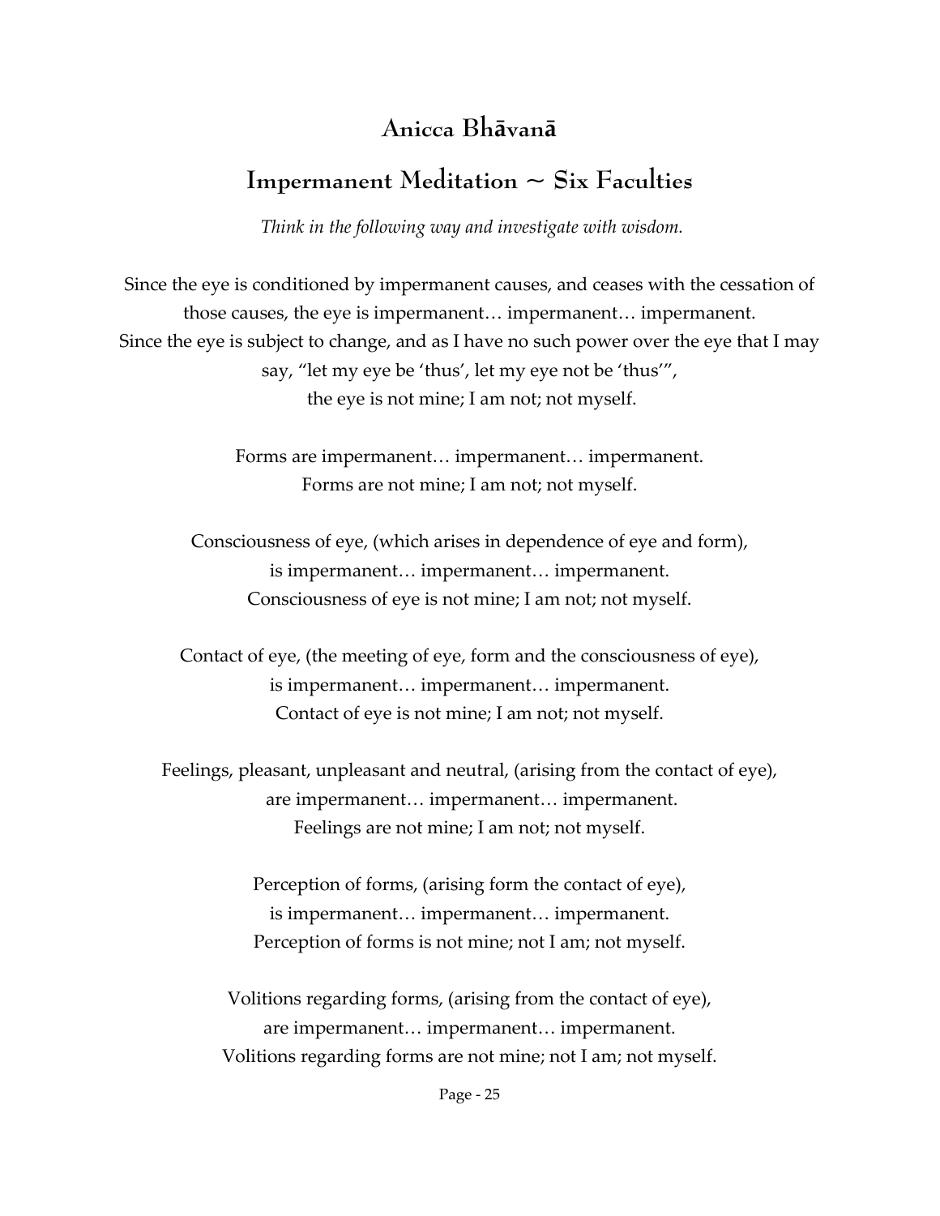## Anicca Bhāvanā

## Impermanent Meditation ~ Six Faculties

*Think in the following way and investigate with wisdom.*

Since the eye is conditioned by impermanent causes, and ceases with the cessation of those causes, the eye is impermanent… impermanent… impermanent.
Since the eye is subject to change, and as I have no such power over the eye that I may say, "let my eye be 'thus', let my eye not be 'thus'",
the eye is not mine; I am not; not myself.

Forms are impermanent… impermanent… impermanent.
Forms are not mine; I am not; not myself.

Consciousness of eye, (which arises in dependence of eye and form),
is impermanent… impermanent… impermanent.
Consciousness of eye is not mine; I am not; not myself.

Contact of eye, (the meeting of eye, form and the consciousness of eye),
is impermanent… impermanent… impermanent.
Contact of eye is not mine; I am not; not myself.

Feelings, pleasant, unpleasant and neutral, (arising from the contact of eye),
are impermanent… impermanent… impermanent.
Feelings are not mine; I am not; not myself.

Perception of forms, (arising form the contact of eye),
is impermanent… impermanent… impermanent.
Perception of forms is not mine; not I am; not myself.

Volitions regarding forms, (arising from the contact of eye),
are impermanent… impermanent… impermanent.
Volitions regarding forms are not mine; not I am; not myself.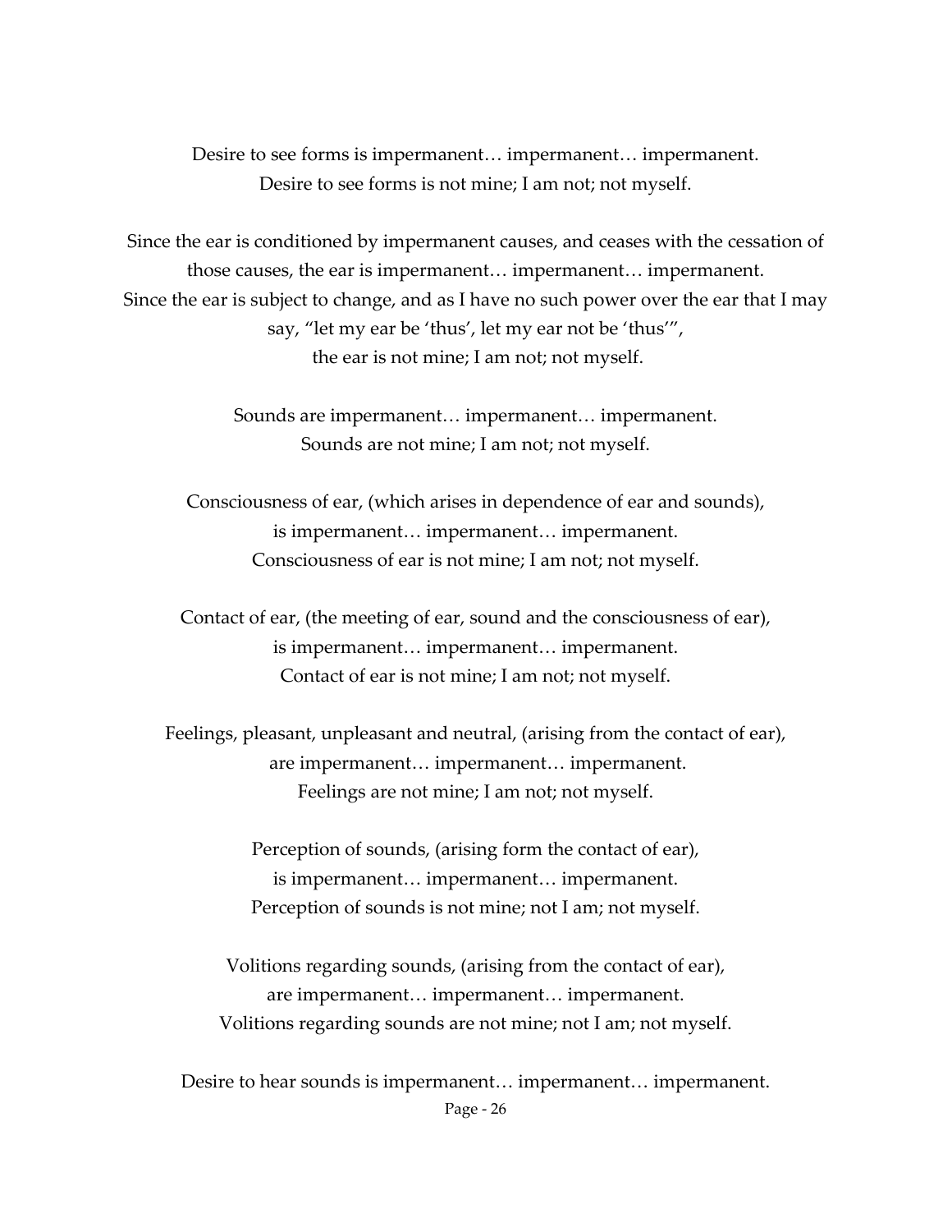Desire to see forms is impermanent… impermanent… impermanent.
Desire to see forms is not mine; I am not; not myself.

Since the ear is conditioned by impermanent causes, and ceases with the cessation of those causes, the ear is impermanent… impermanent… impermanent.
Since the ear is subject to change, and as I have no such power over the ear that I may say, "let my ear be 'thus', let my ear not be 'thus'",
the ear is not mine; I am not; not myself.

Sounds are impermanent… impermanent… impermanent.
Sounds are not mine; I am not; not myself.

Consciousness of ear, (which arises in dependence of ear and sounds),
is impermanent… impermanent… impermanent.
Consciousness of ear is not mine; I am not; not myself.

Contact of ear, (the meeting of ear, sound and the consciousness of ear),
is impermanent… impermanent… impermanent.
Contact of ear is not mine; I am not; not myself.

Feelings, pleasant, unpleasant and neutral, (arising from the contact of ear),
are impermanent… impermanent… impermanent.
Feelings are not mine; I am not; not myself.

Perception of sounds, (arising form the contact of ear),
is impermanent… impermanent… impermanent.
Perception of sounds is not mine; not I am; not myself.

Volitions regarding sounds, (arising from the contact of ear),
are impermanent… impermanent… impermanent.
Volitions regarding sounds are not mine; not I am; not myself.

Desire to hear sounds is impermanent… impermanent… impermanent.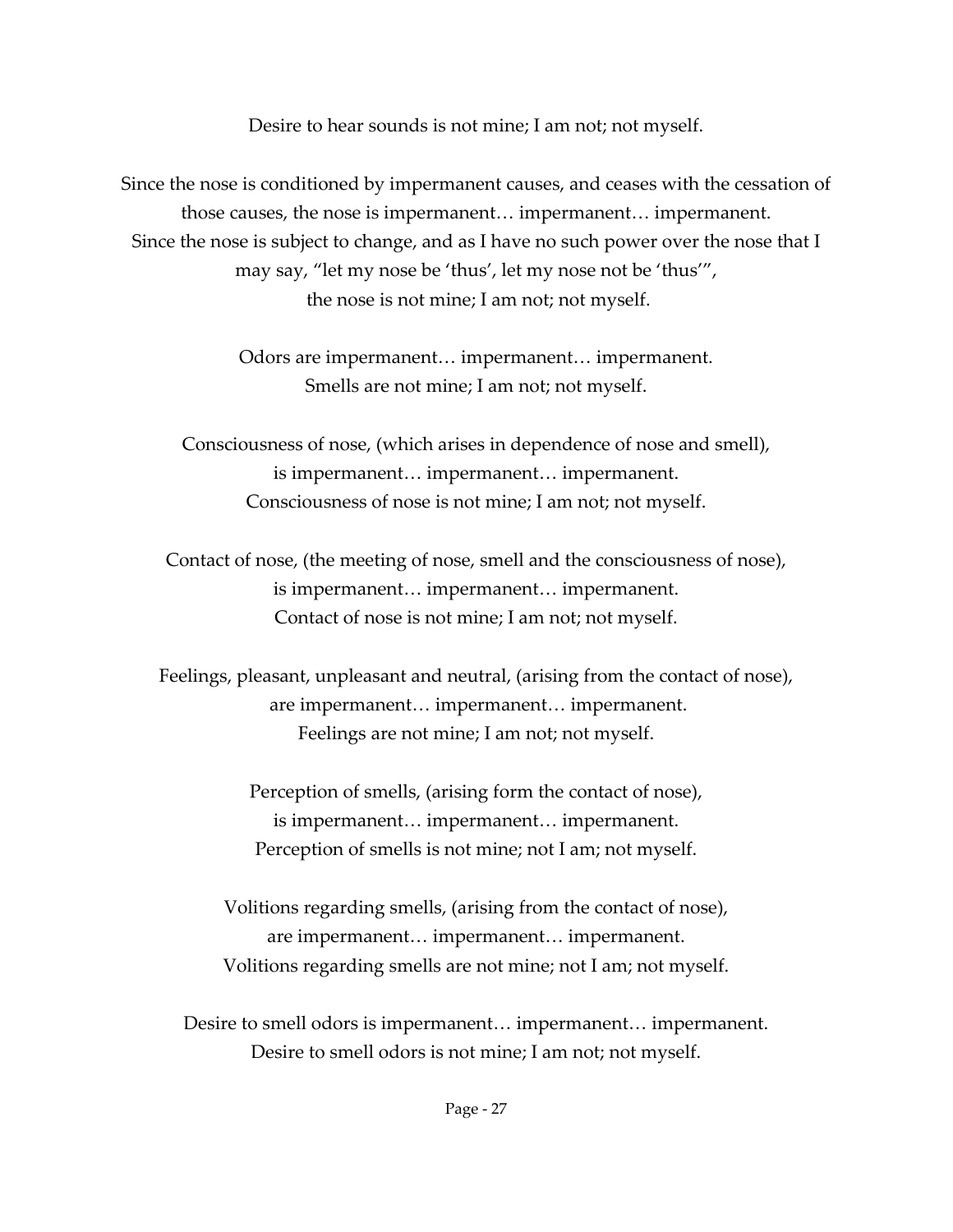Desire to hear sounds is not mine; I am not; not myself.

Since the nose is conditioned by impermanent causes, and ceases with the cessation of those causes, the nose is impermanent… impermanent… impermanent.
Since the nose is subject to change, and as I have no such power over the nose that I may say, "let my nose be 'thus', let my nose not be 'thus'",
the nose is not mine; I am not; not myself.

Odors are impermanent… impermanent… impermanent.
Smells are not mine; I am not; not myself.

Consciousness of nose, (which arises in dependence of nose and smell),
is impermanent… impermanent… impermanent.
Consciousness of nose is not mine; I am not; not myself.

Contact of nose, (the meeting of nose, smell and the consciousness of nose),
is impermanent… impermanent… impermanent.
Contact of nose is not mine; I am not; not myself.

Feelings, pleasant, unpleasant and neutral, (arising from the contact of nose),
are impermanent… impermanent… impermanent.
Feelings are not mine; I am not; not myself.

Perception of smells, (arising form the contact of nose),
is impermanent… impermanent… impermanent.
Perception of smells is not mine; not I am; not myself.

Volitions regarding smells, (arising from the contact of nose),
are impermanent… impermanent… impermanent.
Volitions regarding smells are not mine; not I am; not myself.

Desire to smell odors is impermanent… impermanent… impermanent.
Desire to smell odors is not mine; I am not; not myself.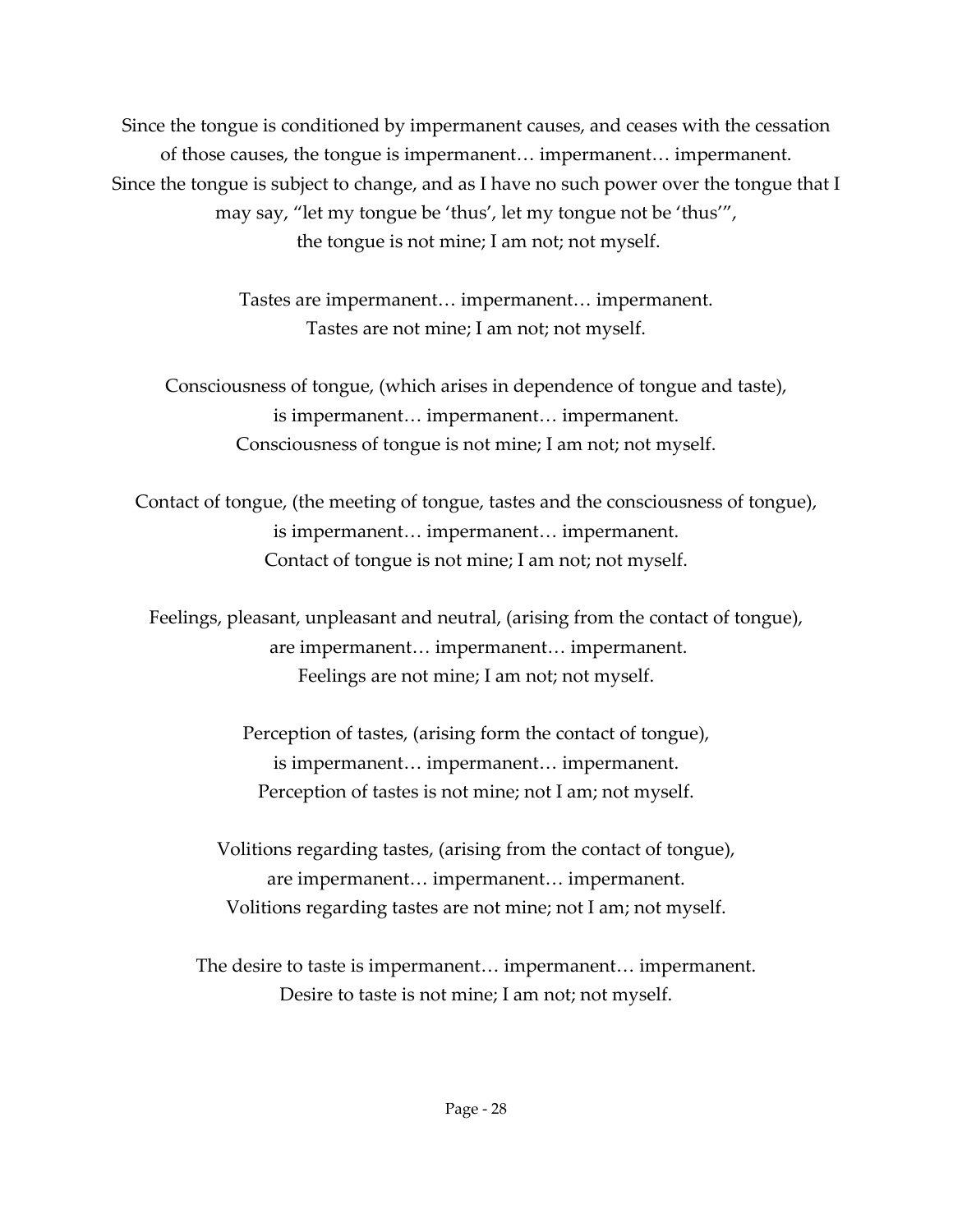Since the tongue is conditioned by impermanent causes, and ceases with the cessation of those causes, the tongue is impermanent… impermanent… impermanent.
Since the tongue is subject to change, and as I have no such power over the tongue that I may say, "let my tongue be 'thus', let my tongue not be 'thus'",
the tongue is not mine; I am not; not myself.

Tastes are impermanent… impermanent… impermanent.
Tastes are not mine; I am not; not myself.

Consciousness of tongue, (which arises in dependence of tongue and taste),
is impermanent… impermanent… impermanent.
Consciousness of tongue is not mine; I am not; not myself.

Contact of tongue, (the meeting of tongue, tastes and the consciousness of tongue),
is impermanent… impermanent… impermanent.
Contact of tongue is not mine; I am not; not myself.

Feelings, pleasant, unpleasant and neutral, (arising from the contact of tongue),
are impermanent… impermanent… impermanent.
Feelings are not mine; I am not; not myself.

Perception of tastes, (arising form the contact of tongue),
is impermanent… impermanent… impermanent.
Perception of tastes is not mine; not I am; not myself.

Volitions regarding tastes, (arising from the contact of tongue),
are impermanent… impermanent… impermanent.
Volitions regarding tastes are not mine; not I am; not myself.

The desire to taste is impermanent… impermanent… impermanent.
Desire to taste is not mine; I am not; not myself.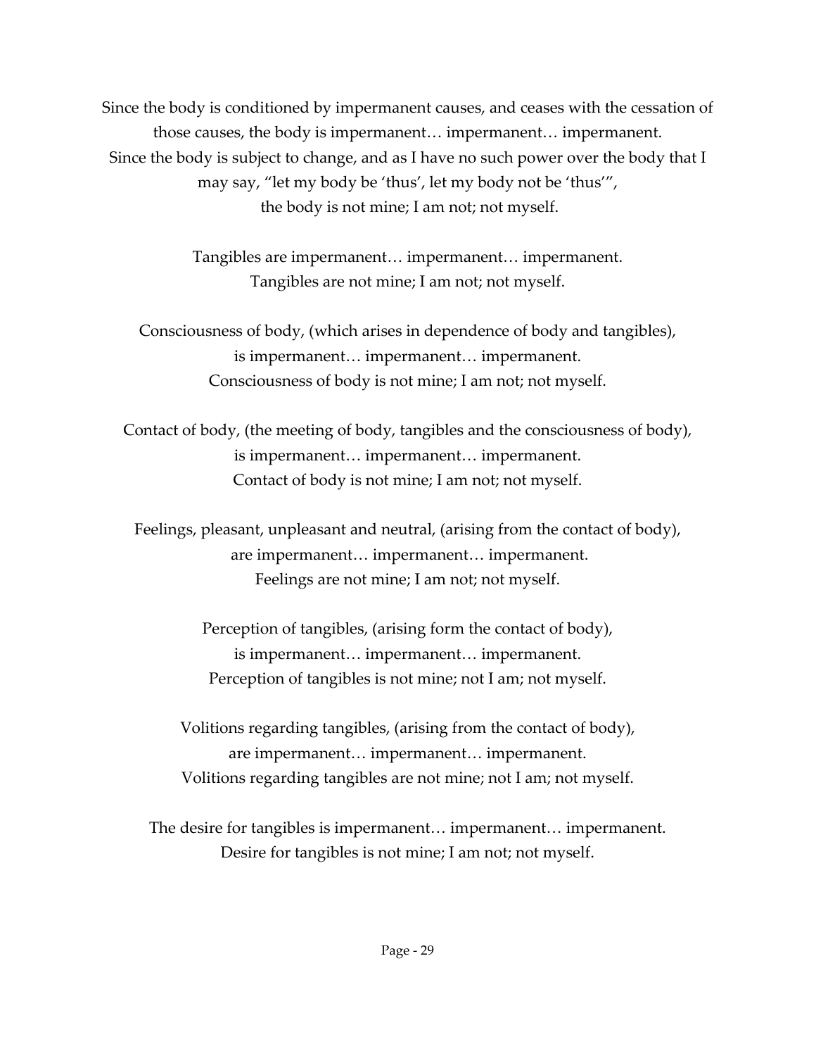Since the body is conditioned by impermanent causes, and ceases with the cessation of those causes, the body is impermanent… impermanent… impermanent.
Since the body is subject to change, and as I have no such power over the body that I may say, "let my body be 'thus', let my body not be 'thus'",
the body is not mine; I am not; not myself.

Tangibles are impermanent… impermanent… impermanent.
Tangibles are not mine; I am not; not myself.

Consciousness of body, (which arises in dependence of body and tangibles),
is impermanent… impermanent… impermanent.
Consciousness of body is not mine; I am not; not myself.

Contact of body, (the meeting of body, tangibles and the consciousness of body),
is impermanent… impermanent… impermanent.
Contact of body is not mine; I am not; not myself.

Feelings, pleasant, unpleasant and neutral, (arising from the contact of body),
are impermanent… impermanent… impermanent.
Feelings are not mine; I am not; not myself.

Perception of tangibles, (arising form the contact of body),
is impermanent… impermanent… impermanent.
Perception of tangibles is not mine; not I am; not myself.

Volitions regarding tangibles, (arising from the contact of body),
are impermanent… impermanent… impermanent.
Volitions regarding tangibles are not mine; not I am; not myself.

The desire for tangibles is impermanent… impermanent… impermanent.
Desire for tangibles is not mine; I am not; not myself.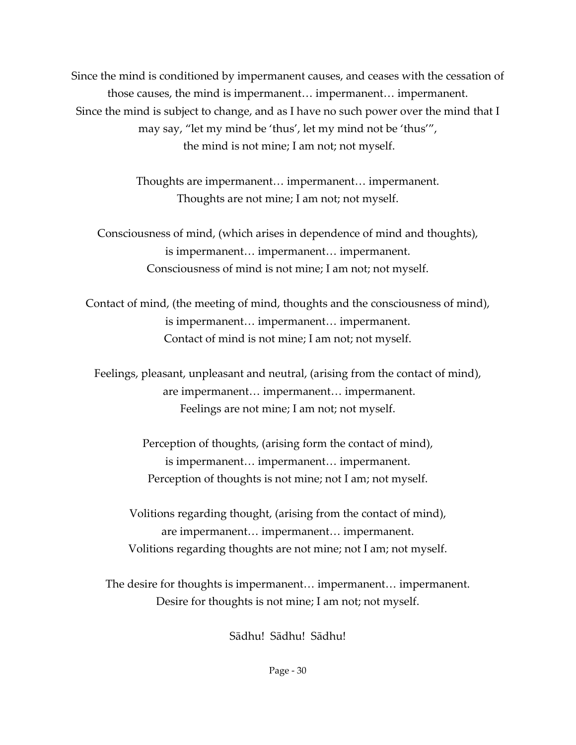Since the mind is conditioned by impermanent causes, and ceases with the cessation of those causes, the mind is impermanent… impermanent… impermanent.
Since the mind is subject to change, and as I have no such power over the mind that I may say, "let my mind be 'thus', let my mind not be 'thus'",
the mind is not mine; I am not; not myself.

Thoughts are impermanent… impermanent… impermanent.
Thoughts are not mine; I am not; not myself.

Consciousness of mind, (which arises in dependence of mind and thoughts),
is impermanent… impermanent… impermanent.
Consciousness of mind is not mine; I am not; not myself.

Contact of mind, (the meeting of mind, thoughts and the consciousness of mind),
is impermanent… impermanent… impermanent.
Contact of mind is not mine; I am not; not myself.

Feelings, pleasant, unpleasant and neutral, (arising from the contact of mind),
are impermanent… impermanent… impermanent.
Feelings are not mine; I am not; not myself.

Perception of thoughts, (arising form the contact of mind),
is impermanent… impermanent… impermanent.
Perception of thoughts is not mine; not I am; not myself.

Volitions regarding thought, (arising from the contact of mind),
are impermanent… impermanent… impermanent.
Volitions regarding thoughts are not mine; not I am; not myself.

The desire for thoughts is impermanent… impermanent… impermanent.
Desire for thoughts is not mine; I am not; not myself.

Sādhu! Sādhu! Sādhu!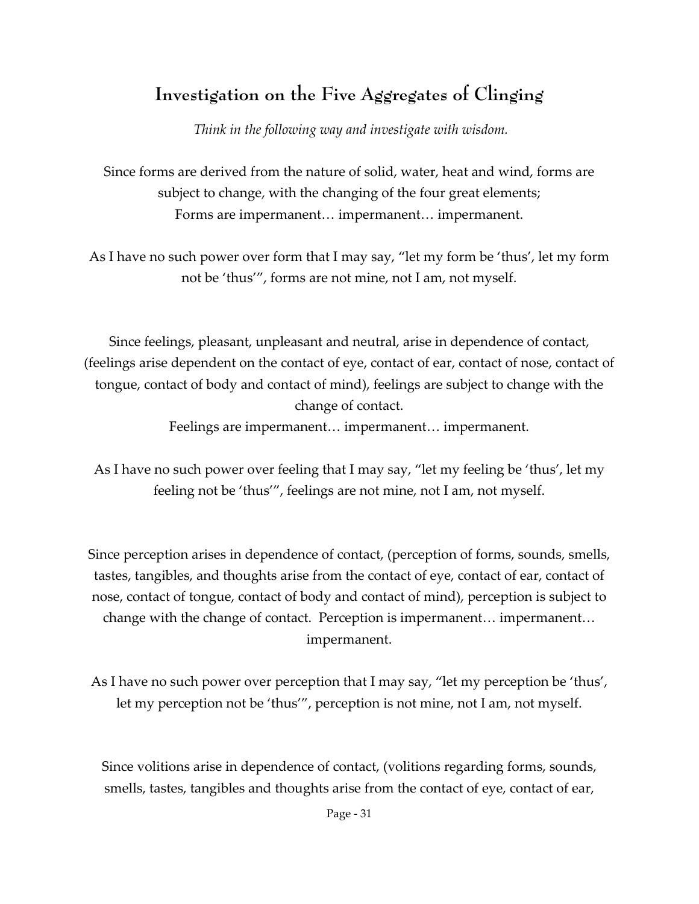## Investigation on the Five Aggregates of Clinging

*Think in the following way and investigate with wisdom.*

Since forms are derived from the nature of solid, water, heat and wind, forms are subject to change, with the changing of the four great elements;
Forms are impermanent… impermanent… impermanent.

As I have no such power over form that I may say, "let my form be 'thus', let my form not be 'thus'", forms are not mine, not I am, not myself.

Since feelings, pleasant, unpleasant and neutral, arise in dependence of contact, (feelings arise dependent on the contact of eye, contact of ear, contact of nose, contact of tongue, contact of body and contact of mind), feelings are subject to change with the change of contact.
Feelings are impermanent… impermanent… impermanent.

As I have no such power over feeling that I may say, "let my feeling be 'thus', let my feeling not be 'thus'", feelings are not mine, not I am, not myself.

Since perception arises in dependence of contact, (perception of forms, sounds, smells, tastes, tangibles, and thoughts arise from the contact of eye, contact of ear, contact of nose, contact of tongue, contact of body and contact of mind), perception is subject to change with the change of contact. Perception is impermanent… impermanent… impermanent.

As I have no such power over perception that I may say, "let my perception be 'thus', let my perception not be 'thus'", perception is not mine, not I am, not myself.

Since volitions arise in dependence of contact, (volitions regarding forms, sounds, smells, tastes, tangibles and thoughts arise from the contact of eye, contact of ear,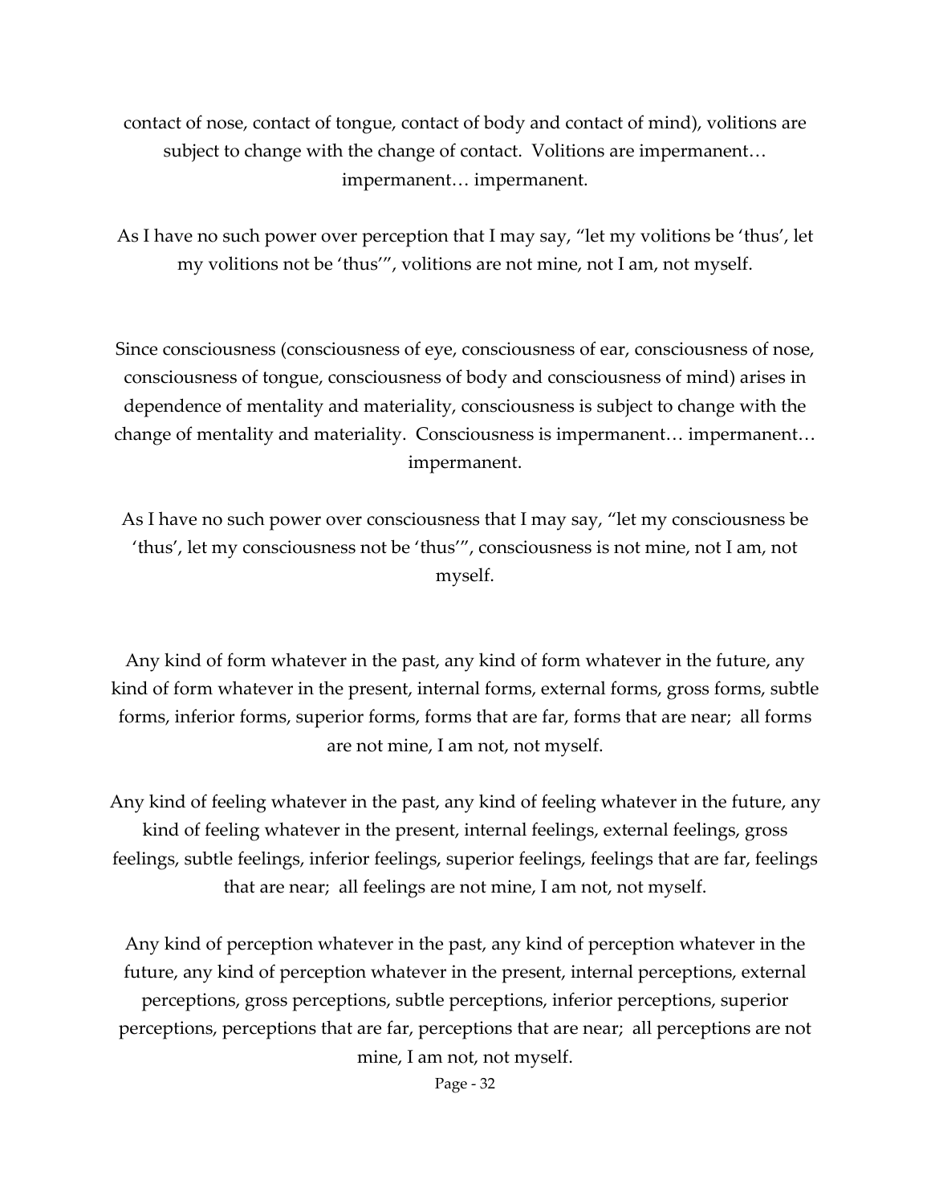contact of nose, contact of tongue, contact of body and contact of mind), volitions are subject to change with the change of contact. Volitions are impermanent… impermanent… impermanent.

As I have no such power over perception that I may say, "let my volitions be 'thus', let my volitions not be 'thus'", volitions are not mine, not I am, not myself.

Since consciousness (consciousness of eye, consciousness of ear, consciousness of nose, consciousness of tongue, consciousness of body and consciousness of mind) arises in dependence of mentality and materiality, consciousness is subject to change with the change of mentality and materiality. Consciousness is impermanent… impermanent… impermanent.

As I have no such power over consciousness that I may say, "let my consciousness be 'thus', let my consciousness not be 'thus'", consciousness is not mine, not I am, not myself.

Any kind of form whatever in the past, any kind of form whatever in the future, any kind of form whatever in the present, internal forms, external forms, gross forms, subtle forms, inferior forms, superior forms, forms that are far, forms that are near; all forms are not mine, I am not, not myself.

Any kind of feeling whatever in the past, any kind of feeling whatever in the future, any kind of feeling whatever in the present, internal feelings, external feelings, gross feelings, subtle feelings, inferior feelings, superior feelings, feelings that are far, feelings that are near; all feelings are not mine, I am not, not myself.

Any kind of perception whatever in the past, any kind of perception whatever in the future, any kind of perception whatever in the present, internal perceptions, external perceptions, gross perceptions, subtle perceptions, inferior perceptions, superior perceptions, perceptions that are far, perceptions that are near; all perceptions are not mine, I am not, not myself.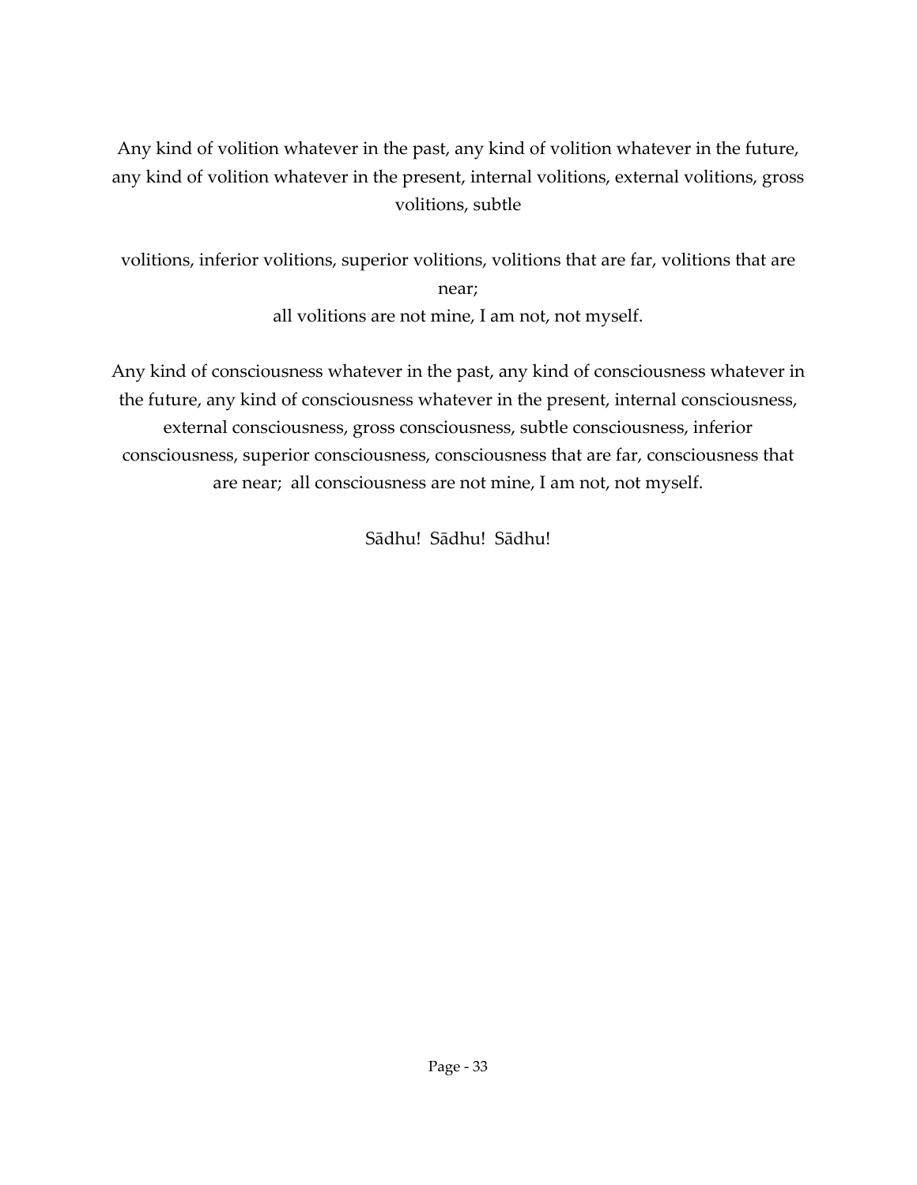Any kind of volition whatever in the past, any kind of volition whatever in the future, any kind of volition whatever in the present, internal volitions, external volitions, gross volitions, subtle

volitions, inferior volitions, superior volitions, volitions that are far, volitions that are near;
all volitions are not mine, I am not, not myself.

Any kind of consciousness whatever in the past, any kind of consciousness whatever in the future, any kind of consciousness whatever in the present, internal consciousness, external consciousness, gross consciousness, subtle consciousness, inferior consciousness, superior consciousness, consciousness that are far, consciousness that are near; all consciousness are not mine, I am not, not myself.

Sādhu! Sādhu! Sādhu!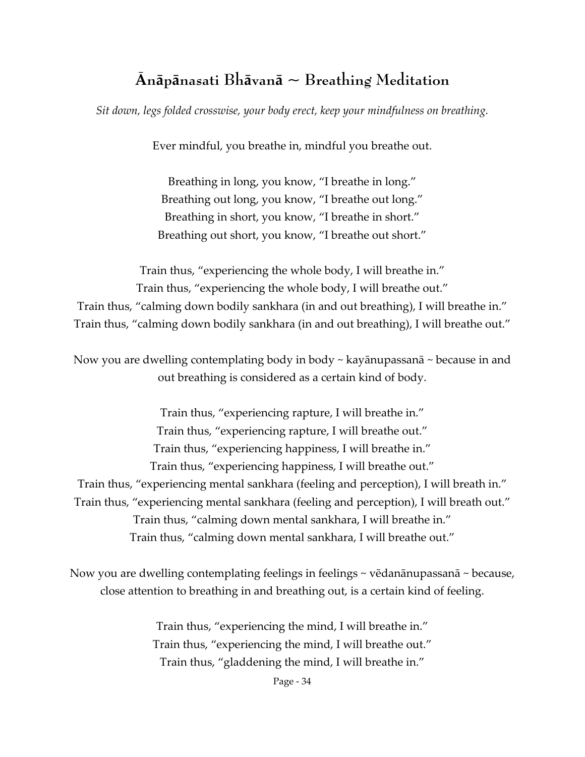# Ānāpānasati Bhāvanā ~ Breathing Meditation

*Sit down, legs folded crosswise, your body erect, keep your mindfulness on breathing.*

Ever mindful, you breathe in, mindful you breathe out.

Breathing in long, you know, “I breathe in long.”
Breathing out long, you know, “I breathe out long.”
Breathing in short, you know, “I breathe in short.”
Breathing out short, you know, “I breathe out short.”

Train thus, “experiencing the whole body, I will breathe in.”
Train thus, “experiencing the whole body, I will breathe out.”
Train thus, “calming down bodily sankhara (in and out breathing), I will breathe in.”
Train thus, “calming down bodily sankhara (in and out breathing), I will breathe out.”

Now you are dwelling contemplating body in body ~ kayānupassanā ~ because in and out breathing is considered as a certain kind of body.

Train thus, “experiencing rapture, I will breathe in.”
Train thus, “experiencing rapture, I will breathe out.”
Train thus, “experiencing happiness, I will breathe in.”
Train thus, “experiencing happiness, I will breathe out.”
Train thus, “experiencing mental sankhara (feeling and perception), I will breath in.”
Train thus, “experiencing mental sankhara (feeling and perception), I will breath out.”
Train thus, “calming down mental sankhara, I will breathe in.”
Train thus, “calming down mental sankhara, I will breathe out.”

Now you are dwelling contemplating feelings in feelings ~ vēdanānupassanā ~ because, close attention to breathing in and breathing out, is a certain kind of feeling.

Train thus, “experiencing the mind, I will breathe in.”
Train thus, “experiencing the mind, I will breathe out.”
Train thus, “gladdening the mind, I will breathe in.”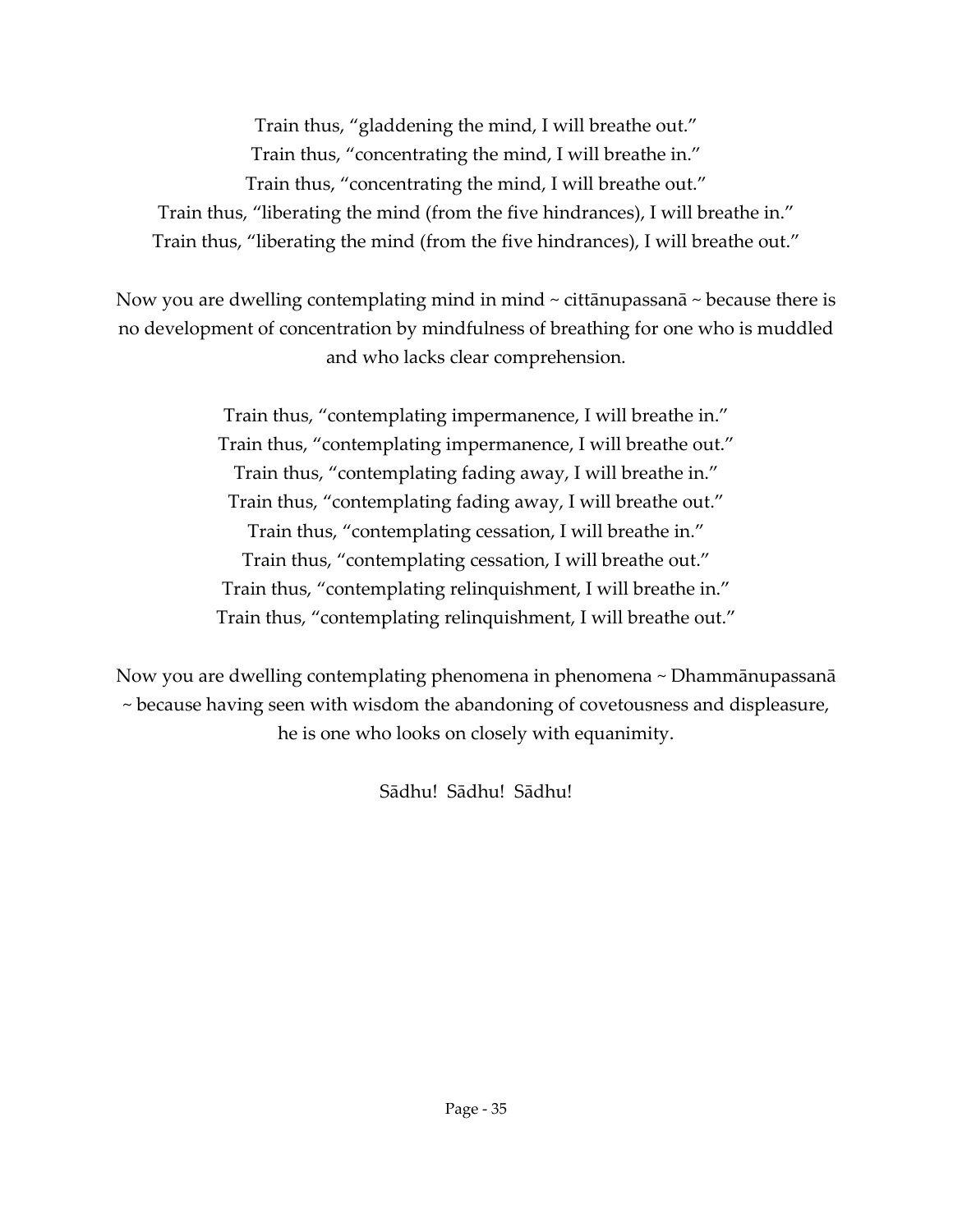Train thus, "gladdening the mind, I will breathe out."
Train thus, "concentrating the mind, I will breathe in."
Train thus, "concentrating the mind, I will breathe out."
Train thus, "liberating the mind (from the five hindrances), I will breathe in."
Train thus, "liberating the mind (from the five hindrances), I will breathe out."

Now you are dwelling contemplating mind in mind ~ cittānupassanā ~ because there is no development of concentration by mindfulness of breathing for one who is muddled and who lacks clear comprehension.

Train thus, "contemplating impermanence, I will breathe in."
Train thus, "contemplating impermanence, I will breathe out."
Train thus, "contemplating fading away, I will breathe in."
Train thus, "contemplating fading away, I will breathe out."
Train thus, "contemplating cessation, I will breathe in."
Train thus, "contemplating cessation, I will breathe out."
Train thus, "contemplating relinquishment, I will breathe in."
Train thus, "contemplating relinquishment, I will breathe out."

Now you are dwelling contemplating phenomena in phenomena ~ Dhammānupassanā ~ because having seen with wisdom the abandoning of covetousness and displeasure, he is one who looks on closely with equanimity.

Sādhu! Sādhu! Sādhu!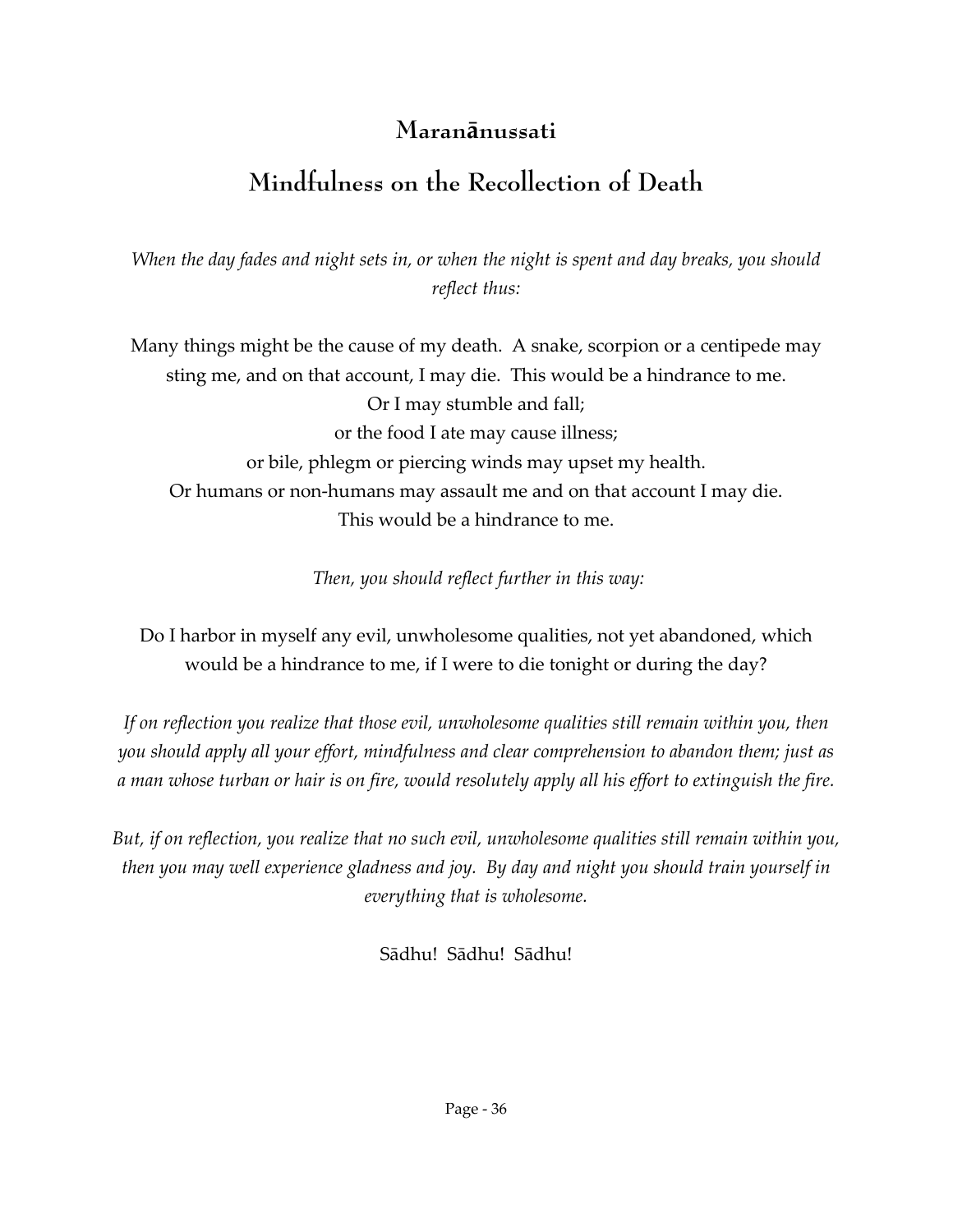## Maranānussati

## Mindfulness on the Recollection of Death

*When the day fades and night sets in, or when the night is spent and day breaks, you should reflect thus:*

Many things might be the cause of my death. A snake, scorpion or a centipede may sting me, and on that account, I may die. This would be a hindrance to me.
Or I may stumble and fall;
or the food I ate may cause illness;
or bile, phlegm or piercing winds may upset my health.
Or humans or non-humans may assault me and on that account I may die.
This would be a hindrance to me.

*Then, you should reflect further in this way:*

Do I harbor in myself any evil, unwholesome qualities, not yet abandoned, which would be a hindrance to me, if I were to die tonight or during the day?

*If on reflection you realize that those evil, unwholesome qualities still remain within you, then you should apply all your effort, mindfulness and clear comprehension to abandon them; just as a man whose turban or hair is on fire, would resolutely apply all his effort to extinguish the fire.*

*But, if on reflection, you realize that no such evil, unwholesome qualities still remain within you, then you may well experience gladness and joy. By day and night you should train yourself in everything that is wholesome.*

Sādhu! Sādhu! Sādhu!